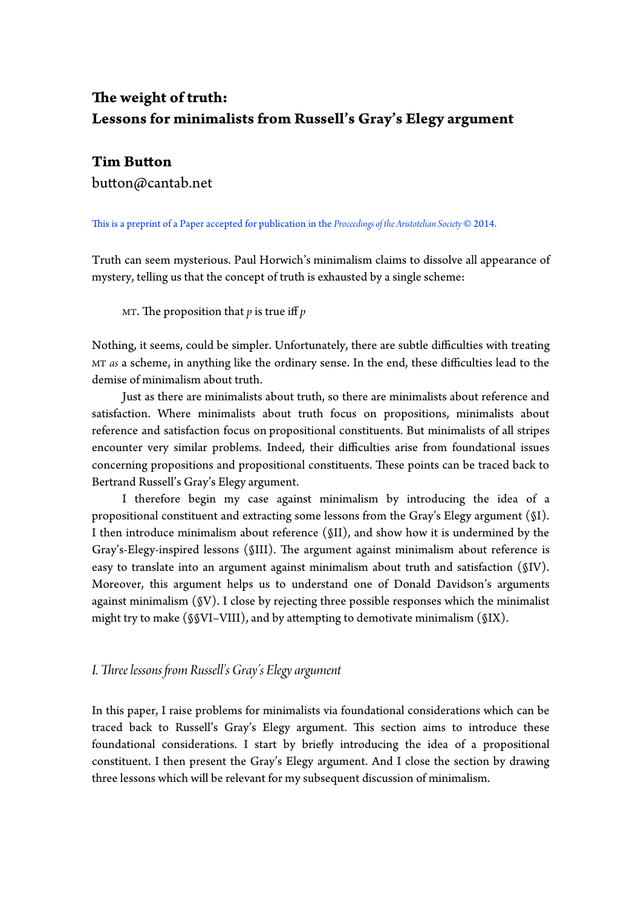# The weight of truth:
# Lessons for minimalists from Russell's Gray's Elegy argument

**Tim Button**

button@cantab.net

This is a preprint of a Paper accepted for publication in the *Proceedings of the Aristotelian Society* © 2014.

Truth can seem mysterious. Paul Horwich's minimalism claims to dissolve all appearance of mystery, telling us that the concept of truth is exhausted by a single scheme:

> MT. The proposition that *p* is true iff *p*

Nothing, it seems, could be simpler. Unfortunately, there are subtle difficulties with treating MT *as* a scheme, in anything like the ordinary sense. In the end, these difficulties lead to the demise of minimalism about truth.

Just as there are minimalists about truth, so there are minimalists about reference and satisfaction. Where minimalists about truth focus on propositions, minimalists about reference and satisfaction focus on propositional constituents. But minimalists of all stripes encounter very similar problems. Indeed, their difficulties arise from foundational issues concerning propositions and propositional constituents. These points can be traced back to Bertrand Russell's Gray's Elegy argument.

I therefore begin my case against minimalism by introducing the idea of a propositional constituent and extracting some lessons from the Gray's Elegy argument (§I). I then introduce minimalism about reference (§II), and show how it is undermined by the Gray's-Elegy-inspired lessons (§III). The argument against minimalism about reference is easy to translate into an argument against minimalism about truth and satisfaction (§IV). Moreover, this argument helps us to understand one of Donald Davidson's arguments against minimalism (§V). I close by rejecting three possible responses which the minimalist might try to make (§§VI–VIII), and by attempting to demotivate minimalism (§IX).

## *I. Three lessons from Russell's Gray's Elegy argument*

In this paper, I raise problems for minimalists via foundational considerations which can be traced back to Russell's Gray's Elegy argument. This section aims to introduce these foundational considerations. I start by briefly introducing the idea of a propositional constituent. I then present the Gray's Elegy argument. And I close the section by drawing three lessons which will be relevant for my subsequent discussion of minimalism.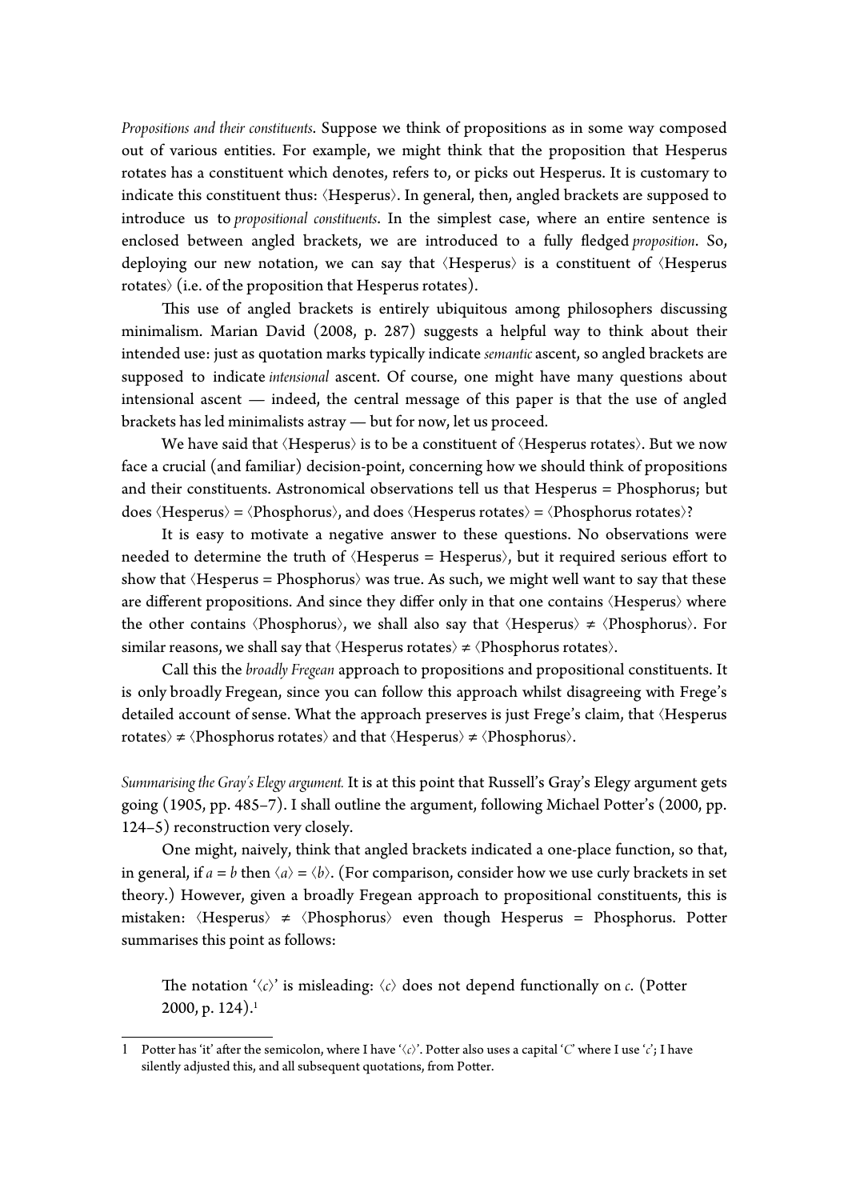*Propositions and their constituents*. Suppose we think of propositions as in some way composed out of various entities. For example, we might think that the proposition that Hesperus rotates has a constituent which denotes, refers to, or picks out Hesperus. It is customary to indicate this constituent thus: ⟨Hesperus⟩. In general, then, angled brackets are supposed to introduce us to *propositional constituents*. In the simplest case, where an entire sentence is enclosed between angled brackets, we are introduced to a fully fledged *proposition*. So, deploying our new notation, we can say that ⟨Hesperus⟩ is a constituent of ⟨Hesperus rotates⟩ (i.e. of the proposition that Hesperus rotates).

This use of angled brackets is entirely ubiquitous among philosophers discussing minimalism. Marian David (2008, p. 287) suggests a helpful way to think about their intended use: just as quotation marks typically indicate *semantic* ascent, so angled brackets are supposed to indicate *intensional* ascent. Of course, one might have many questions about intensional ascent — indeed, the central message of this paper is that the use of angled brackets has led minimalists astray — but for now, let us proceed.

We have said that ⟨Hesperus⟩ is to be a constituent of ⟨Hesperus rotates⟩. But we now face a crucial (and familiar) decision-point, concerning how we should think of propositions and their constituents. Astronomical observations tell us that Hesperus = Phosphorus; but does ⟨Hesperus⟩ = ⟨Phosphorus⟩, and does ⟨Hesperus rotates⟩ = ⟨Phosphorus rotates⟩?

It is easy to motivate a negative answer to these questions. No observations were needed to determine the truth of ⟨Hesperus = Hesperus⟩, but it required serious effort to show that ⟨Hesperus = Phosphorus⟩ was true. As such, we might well want to say that these are different propositions. And since they differ only in that one contains ⟨Hesperus⟩ where the other contains ⟨Phosphorus⟩, we shall also say that ⟨Hesperus⟩ ≠ ⟨Phosphorus⟩. For similar reasons, we shall say that ⟨Hesperus rotates⟩ ≠ ⟨Phosphorus rotates⟩.

Call this the *broadly Fregean* approach to propositions and propositional constituents. It is only broadly Fregean, since you can follow this approach whilst disagreeing with Frege's detailed account of sense. What the approach preserves is just Frege's claim, that ⟨Hesperus rotates⟩ ≠ ⟨Phosphorus rotates⟩ and that ⟨Hesperus⟩ ≠ ⟨Phosphorus⟩.

*Summarising the Gray's Elegy argument.* It is at this point that Russell's Gray's Elegy argument gets going (1905, pp. 485–7). I shall outline the argument, following Michael Potter's (2000, pp. 124–5) reconstruction very closely.

One might, naively, think that angled brackets indicated a one-place function, so that, in general, if $a = b$ then $\langle a \rangle = \langle b \rangle$. (For comparison, consider how we use curly brackets in set theory.) However, given a broadly Fregean approach to propositional constituents, this is mistaken: ⟨Hesperus⟩ ≠ ⟨Phosphorus⟩ even though Hesperus = Phosphorus. Potter summarises this point as follows:

> The notation '$\langle c \rangle$' is misleading: $\langle c \rangle$ does not depend functionally on $c$. (Potter 2000, p. 124).[1]

---

1 Potter has 'it' after the semicolon, where I have '$\langle c \rangle$'. Potter also uses a capital '$C$' where I use '$c$'; I have silently adjusted this, and all subsequent quotations, from Potter.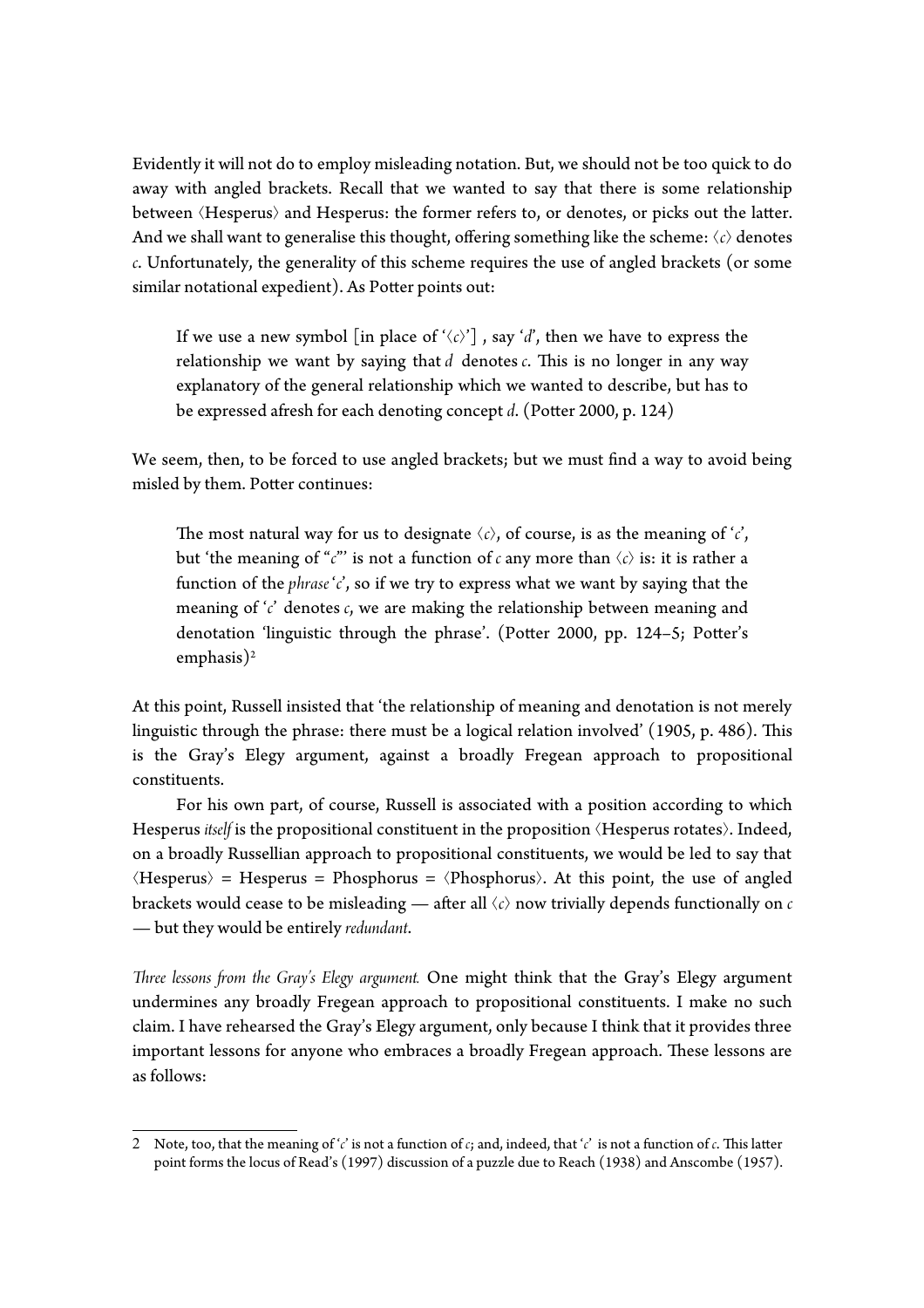Evidently it will not do to employ misleading notation. But, we should not be too quick to do away with angled brackets. Recall that we wanted to say that there is some relationship between ⟨Hesperus⟩ and Hesperus: the former refers to, or denotes, or picks out the latter. And we shall want to generalise this thought, offering something like the scheme: ⟨*c*⟩ denotes *c*. Unfortunately, the generality of this scheme requires the use of angled brackets (or some similar notational expedient). As Potter points out:

> If we use a new symbol [in place of '⟨*c*⟩'] , say '*d*', then we have to express the relationship we want by saying that *d* denotes *c*. This is no longer in any way explanatory of the general relationship which we wanted to describe, but has to be expressed afresh for each denoting concept *d*. (Potter 2000, p. 124)

We seem, then, to be forced to use angled brackets; but we must find a way to avoid being misled by them. Potter continues:

> The most natural way for us to designate ⟨*c*⟩, of course, is as the meaning of '*c*', but 'the meaning of "*c*"' is not a function of *c* any more than ⟨*c*⟩ is: it is rather a function of the *phrase* '*c*', so if we try to express what we want by saying that the meaning of '*c*' denotes *c*, we are making the relationship between meaning and denotation 'linguistic through the phrase'. (Potter 2000, pp. 124–5; Potter's emphasis)[2]

At this point, Russell insisted that 'the relationship of meaning and denotation is not merely linguistic through the phrase: there must be a logical relation involved' (1905, p. 486). This is the Gray's Elegy argument, against a broadly Fregean approach to propositional constituents.

For his own part, of course, Russell is associated with a position according to which Hesperus *itself* is the propositional constituent in the proposition ⟨Hesperus rotates⟩. Indeed, on a broadly Russellian approach to propositional constituents, we would be led to say that ⟨Hesperus⟩ = Hesperus = Phosphorus = ⟨Phosphorus⟩. At this point, the use of angled brackets would cease to be misleading — after all ⟨*c*⟩ now trivially depends functionally on *c* — but they would be entirely *redundant*.

*Three lessons from the Gray's Elegy argument.* One might think that the Gray's Elegy argument undermines any broadly Fregean approach to propositional constituents. I make no such claim. I have rehearsed the Gray's Elegy argument, only because I think that it provides three important lessons for anyone who embraces a broadly Fregean approach. These lessons are as follows:

---

2 Note, too, that the meaning of '*c*' is not a function of *c*; and, indeed, that '*c*' is not a function of *c*. This latter point forms the locus of Read's (1997) discussion of a puzzle due to Reach (1938) and Anscombe (1957).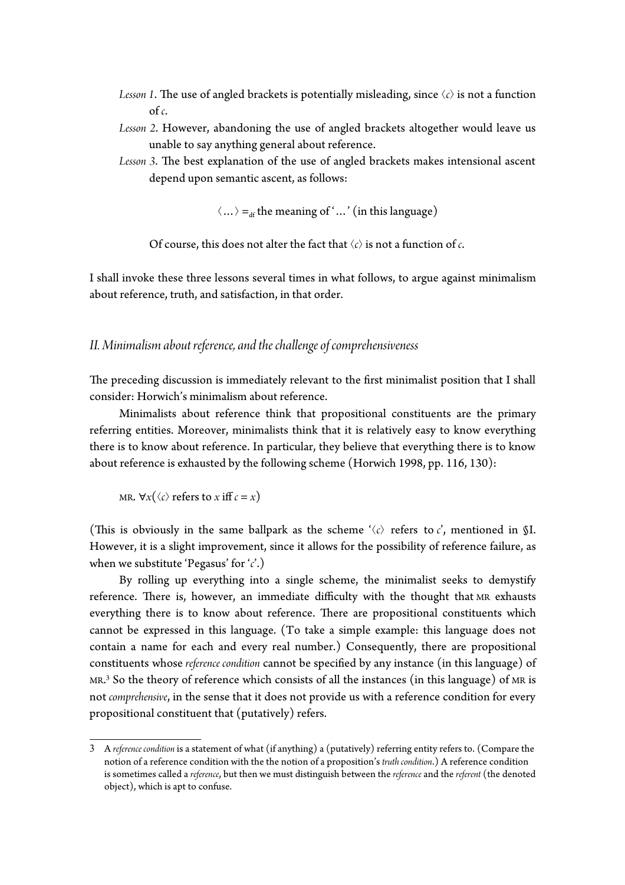*Lesson 1*. The use of angled brackets is potentially misleading, since $\langle c \rangle$ is not a function of $c$.

*Lesson 2*. However, abandoning the use of angled brackets altogether would leave us unable to say anything general about reference.

*Lesson 3*. The best explanation of the use of angled brackets makes intensional ascent depend upon semantic ascent, as follows:

$$\langle \ldots \rangle =_{\text{df}} \text{the meaning of '}\ldots\text{' (in this language)}$$

Of course, this does not alter the fact that $\langle c \rangle$ is not a function of $c$.

I shall invoke these three lessons several times in what follows, to argue against minimalism about reference, truth, and satisfaction, in that order.

## *II. Minimalism about reference, and the challenge of comprehensiveness*

The preceding discussion is immediately relevant to the first minimalist position that I shall consider: Horwich's minimalism about reference.

Minimalists about reference think that propositional constituents are the primary referring entities. Moreover, minimalists think that it is relatively easy to know everything there is to know about reference. In particular, they believe that everything there is to know about reference is exhausted by the following scheme (Horwich 1998, pp. 116, 130):

MR. $\forall x(\langle c \rangle$ refers to $x$ iff $c = x)$

(This is obviously in the same ballpark as the scheme '$\langle c \rangle$ refers to $c$', mentioned in §I. However, it is a slight improvement, since it allows for the possibility of reference failure, as when we substitute 'Pegasus' for '$c$'.)

By rolling up everything into a single scheme, the minimalist seeks to demystify reference. There is, however, an immediate difficulty with the thought that MR exhausts everything there is to know about reference. There are propositional constituents which cannot be expressed in this language. (To take a simple example: this language does not contain a name for each and every real number.) Consequently, there are propositional constituents whose *reference condition* cannot be specified by any instance (in this language) of MR.[3] So the theory of reference which consists of all the instances (in this language) of MR is not *comprehensive*, in the sense that it does not provide us with a reference condition for every propositional constituent that (putatively) refers.

3 A *reference condition* is a statement of what (if anything) a (putatively) referring entity refers to. (Compare the notion of a reference condition with the the notion of a proposition's *truth condition*.) A reference condition is sometimes called a *reference*, but then we must distinguish between the *reference* and the *referent* (the denoted object), which is apt to confuse.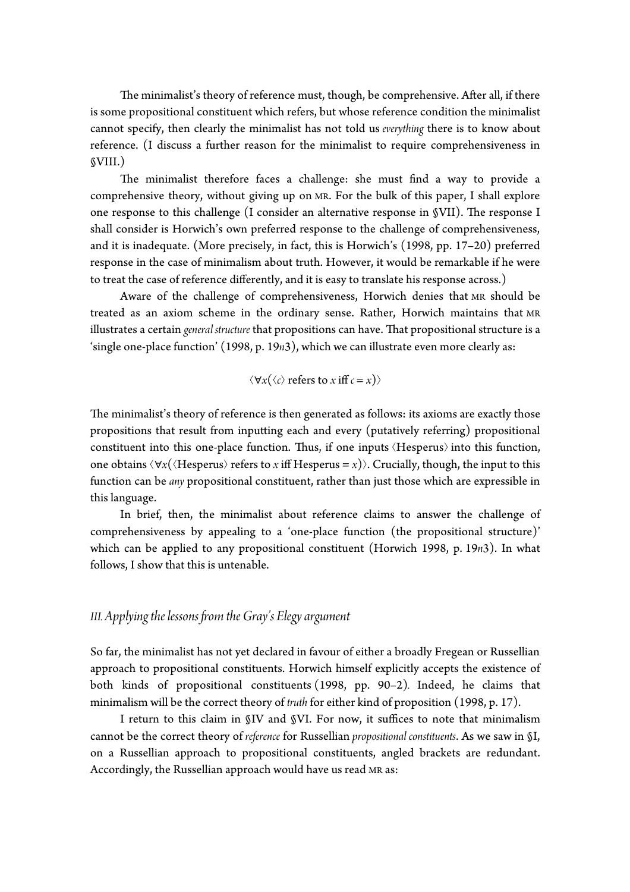The minimalist's theory of reference must, though, be comprehensive. After all, if there is some propositional constituent which refers, but whose reference condition the minimalist cannot specify, then clearly the minimalist has not told us *everything* there is to know about reference. (I discuss a further reason for the minimalist to require comprehensiveness in §VIII.)

The minimalist therefore faces a challenge: she must find a way to provide a comprehensive theory, without giving up on MR. For the bulk of this paper, I shall explore one response to this challenge (I consider an alternative response in §VII). The response I shall consider is Horwich's own preferred response to the challenge of comprehensiveness, and it is inadequate. (More precisely, in fact, this is Horwich's (1998, pp. 17–20) preferred response in the case of minimalism about truth. However, it would be remarkable if he were to treat the case of reference differently, and it is easy to translate his response across.)

Aware of the challenge of comprehensiveness, Horwich denies that MR should be treated as an axiom scheme in the ordinary sense. Rather, Horwich maintains that MR illustrates a certain *general structure* that propositions can have. That propositional structure is a 'single one-place function' (1998, p. 19*n*3), which we can illustrate even more clearly as:

$$\langle \forall x(\langle c \rangle \text{ refers to } x \text{ iff } c = x)\rangle$$

The minimalist's theory of reference is then generated as follows: its axioms are exactly those propositions that result from inputting each and every (putatively referring) propositional constituent into this one-place function. Thus, if one inputs ⟨Hesperus⟩ into this function, one obtains $\langle \forall x(\langle \text{Hesperus} \rangle \text{ refers to } x \text{ iff Hesperus} = x)\rangle$. Crucially, though, the input to this function can be *any* propositional constituent, rather than just those which are expressible in this language.

In brief, then, the minimalist about reference claims to answer the challenge of comprehensiveness by appealing to a 'one-place function (the propositional structure)' which can be applied to any propositional constituent (Horwich 1998, p. 19*n*3). In what follows, I show that this is untenable.

## *III. Applying the lessons from the Gray's Elegy argument*

So far, the minimalist has not yet declared in favour of either a broadly Fregean or Russellian approach to propositional constituents. Horwich himself explicitly accepts the existence of both kinds of propositional constituents (1998, pp. 90–2). Indeed, he claims that minimalism will be the correct theory of *truth* for either kind of proposition (1998, p. 17).

I return to this claim in §IV and §VI. For now, it suffices to note that minimalism cannot be the correct theory of *reference* for Russellian *propositional constituents*. As we saw in §I, on a Russellian approach to propositional constituents, angled brackets are redundant. Accordingly, the Russellian approach would have us read MR as: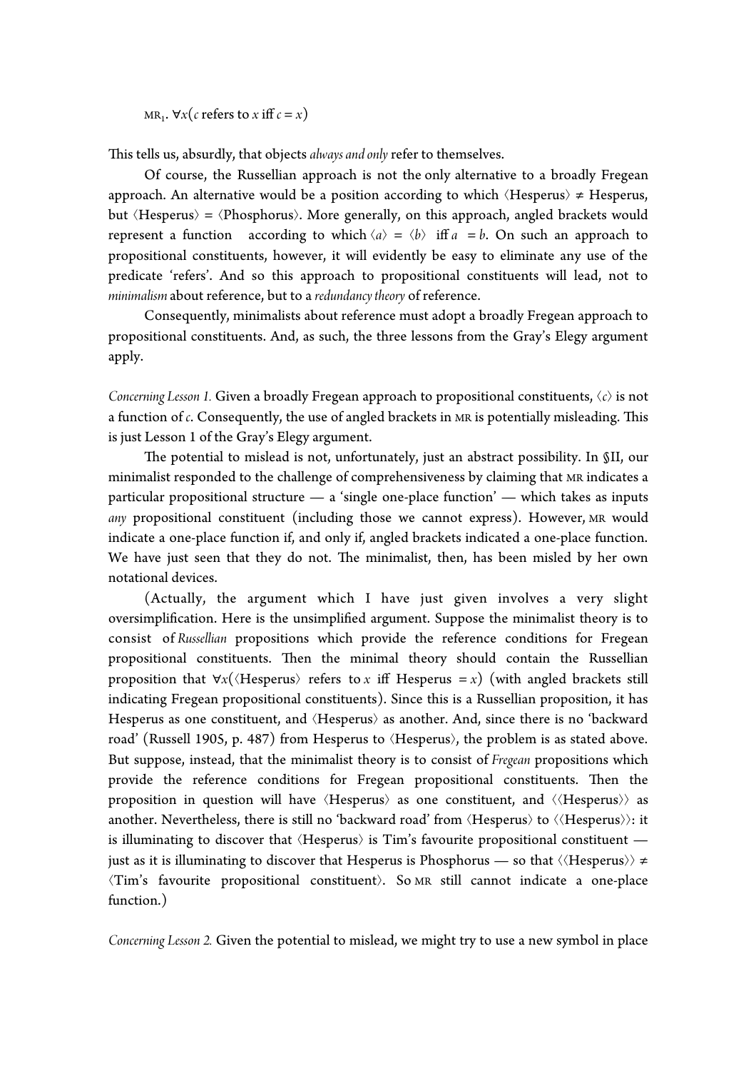MR$_1$. $\forall x$($c$ refers to $x$ iff $c = x$)

This tells us, absurdly, that objects *always and only* refer to themselves.

Of course, the Russellian approach is not the only alternative to a broadly Fregean approach. An alternative would be a position according to which ⟨Hesperus⟩ ≠ Hesperus, but ⟨Hesperus⟩ = ⟨Phosphorus⟩. More generally, on this approach, angled brackets would represent a function according to which $\langle a \rangle = \langle b \rangle$ iff $a = b$. On such an approach to propositional constituents, however, it will evidently be easy to eliminate any use of the predicate 'refers'. And so this approach to propositional constituents will lead, not to *minimalism* about reference, but to a *redundancy theory* of reference.

Consequently, minimalists about reference must adopt a broadly Fregean approach to propositional constituents. And, as such, the three lessons from the Gray's Elegy argument apply.

*Concerning Lesson 1.* Given a broadly Fregean approach to propositional constituents, $\langle c \rangle$ is not a function of $c$. Consequently, the use of angled brackets in MR is potentially misleading. This is just Lesson 1 of the Gray's Elegy argument.

The potential to mislead is not, unfortunately, just an abstract possibility. In §II, our minimalist responded to the challenge of comprehensiveness by claiming that MR indicates a particular propositional structure — a 'single one-place function' — which takes as inputs *any* propositional constituent (including those we cannot express). However, MR would indicate a one-place function if, and only if, angled brackets indicated a one-place function. We have just seen that they do not. The minimalist, then, has been misled by her own notational devices.

(Actually, the argument which I have just given involves a very slight oversimplification. Here is the unsimplified argument. Suppose the minimalist theory is to consist of *Russellian* propositions which provide the reference conditions for Fregean propositional constituents. Then the minimal theory should contain the Russellian proposition that $\forall x$(⟨Hesperus⟩ refers to $x$ iff Hesperus $= x$) (with angled brackets still indicating Fregean propositional constituents). Since this is a Russellian proposition, it has Hesperus as one constituent, and ⟨Hesperus⟩ as another. And, since there is no 'backward road' (Russell 1905, p. 487) from Hesperus to ⟨Hesperus⟩, the problem is as stated above. But suppose, instead, that the minimalist theory is to consist of *Fregean* propositions which provide the reference conditions for Fregean propositional constituents. Then the proposition in question will have ⟨Hesperus⟩ as one constituent, and ⟨⟨Hesperus⟩⟩ as another. Nevertheless, there is still no 'backward road' from ⟨Hesperus⟩ to ⟨⟨Hesperus⟩⟩: it is illuminating to discover that ⟨Hesperus⟩ is Tim's favourite propositional constituent — just as it is illuminating to discover that Hesperus is Phosphorus — so that ⟨⟨Hesperus⟩⟩ ≠ ⟨Tim's favourite propositional constituent⟩. So MR still cannot indicate a one-place function.)

*Concerning Lesson 2.* Given the potential to mislead, we might try to use a new symbol in place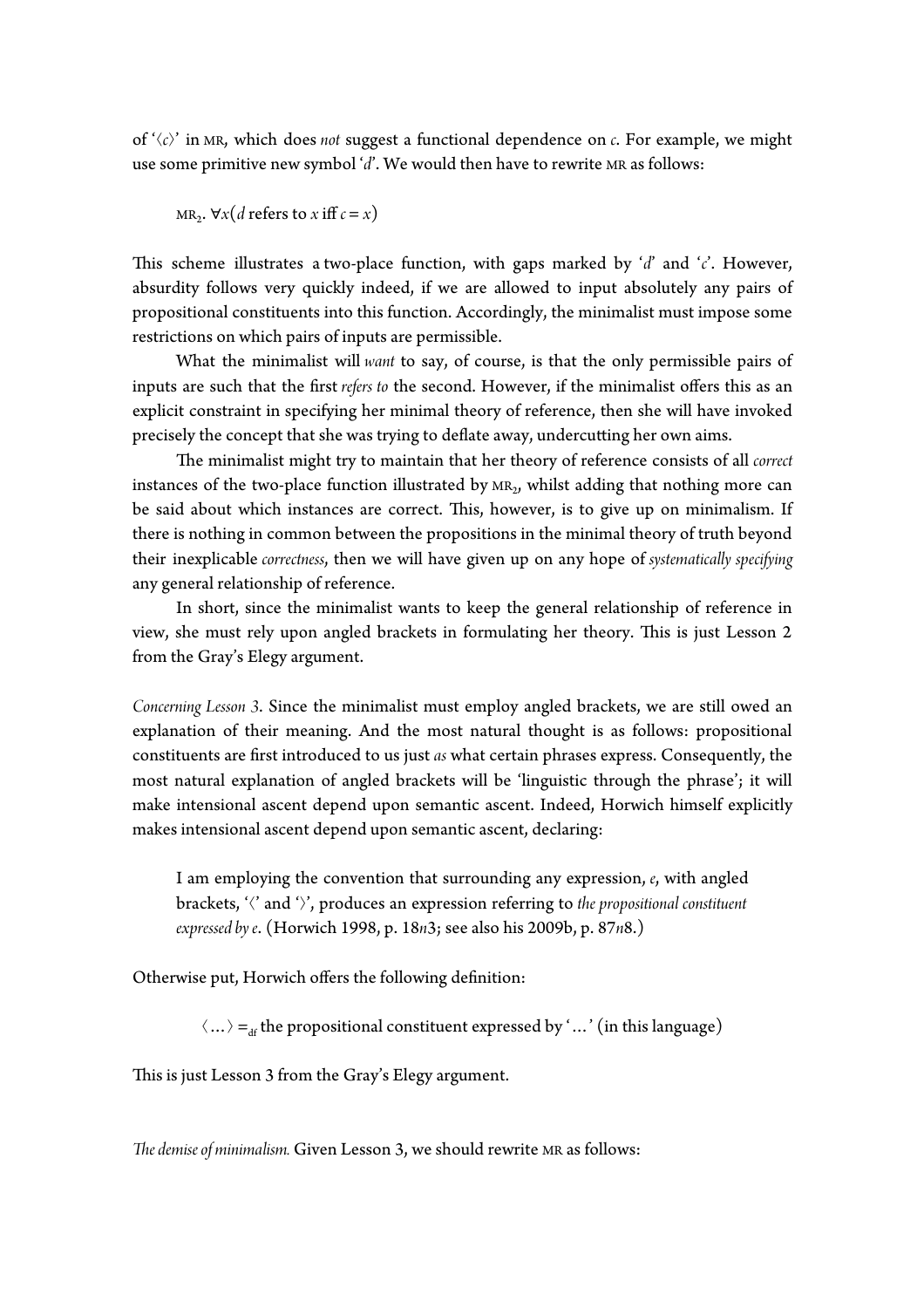of '⟨*c*⟩' in MR, which does *not* suggest a functional dependence on *c*. For example, we might use some primitive new symbol '*d*'. We would then have to rewrite MR as follows:

MR$_2$. $\forall x$(*d* refers to *x* iff $c = x$)

This scheme illustrates a two-place function, with gaps marked by '*d*' and '*c*'. However, absurdity follows very quickly indeed, if we are allowed to input absolutely any pairs of propositional constituents into this function. Accordingly, the minimalist must impose some restrictions on which pairs of inputs are permissible.

What the minimalist will *want* to say, of course, is that the only permissible pairs of inputs are such that the first *refers to* the second. However, if the minimalist offers this as an explicit constraint in specifying her minimal theory of reference, then she will have invoked precisely the concept that she was trying to deflate away, undercutting her own aims.

The minimalist might try to maintain that her theory of reference consists of all *correct* instances of the two-place function illustrated by MR$_2$, whilst adding that nothing more can be said about which instances are correct. This, however, is to give up on minimalism. If there is nothing in common between the propositions in the minimal theory of truth beyond their inexplicable *correctness*, then we will have given up on any hope of *systematically specifying* any general relationship of reference.

In short, since the minimalist wants to keep the general relationship of reference in view, she must rely upon angled brackets in formulating her theory. This is just Lesson 2 from the Gray's Elegy argument.

*Concerning Lesson 3*. Since the minimalist must employ angled brackets, we are still owed an explanation of their meaning. And the most natural thought is as follows: propositional constituents are first introduced to us just *as* what certain phrases express. Consequently, the most natural explanation of angled brackets will be 'linguistic through the phrase'; it will make intensional ascent depend upon semantic ascent. Indeed, Horwich himself explicitly makes intensional ascent depend upon semantic ascent, declaring:

> I am employing the convention that surrounding any expression, *e*, with angled brackets, '⟨' and '⟩', produces an expression referring to *the propositional constituent expressed by e*. (Horwich 1998, p. 18*n*3; see also his 2009b, p. 87*n*8.)

Otherwise put, Horwich offers the following definition:

$$\langle \ldots \rangle =_{\text{df}} \text{the propositional constituent expressed by '}\ldots\text{' (in this language)}$$

This is just Lesson 3 from the Gray's Elegy argument.

*The demise of minimalism.* Given Lesson 3, we should rewrite MR as follows: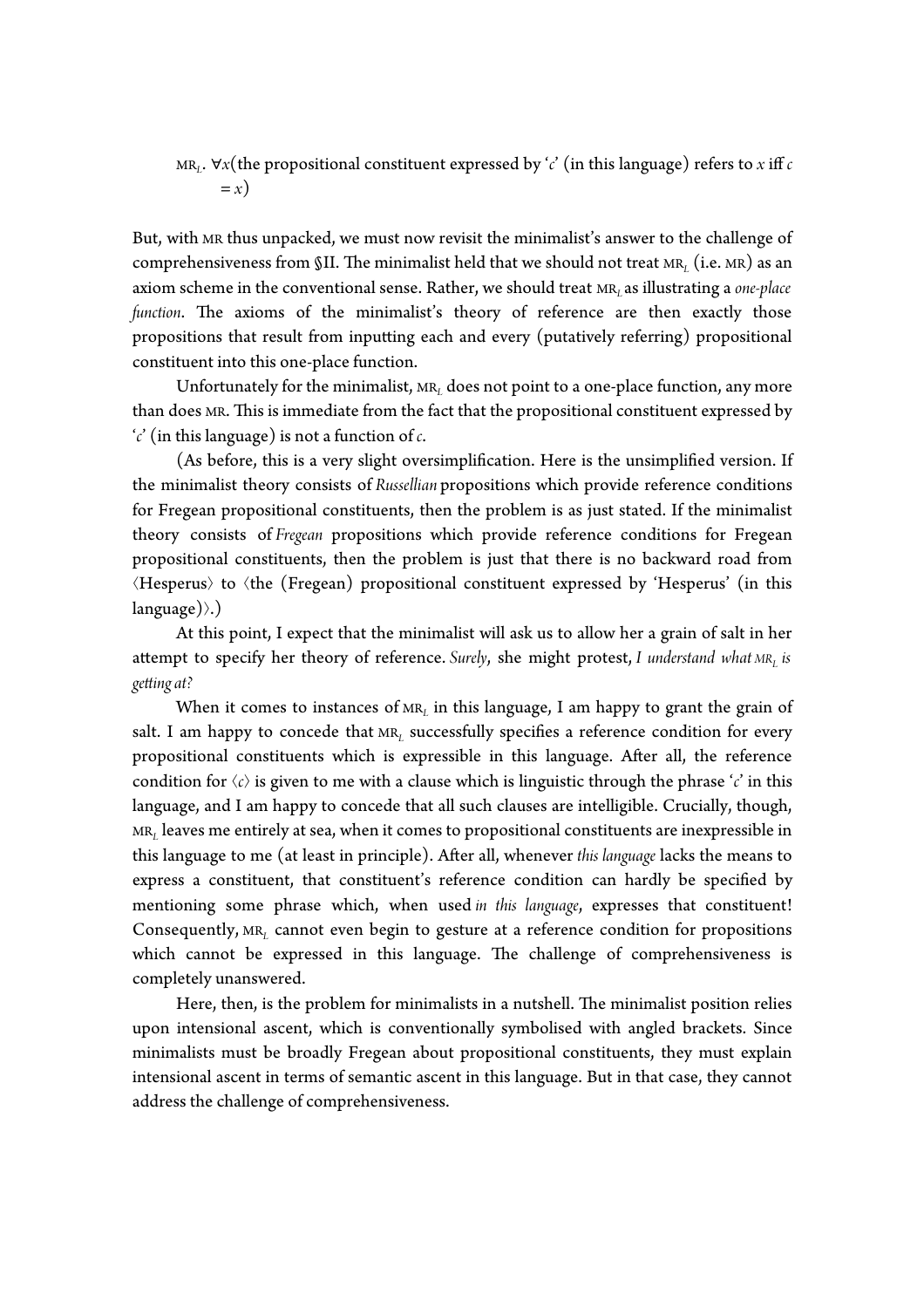MR$_L$. $\forall x$(the propositional constituent expressed by '*c*' (in this language) refers to *x* iff *c* = *x*)

But, with MR thus unpacked, we must now revisit the minimalist's answer to the challenge of comprehensiveness from §II. The minimalist held that we should not treat MR$_L$ (i.e. MR) as an axiom scheme in the conventional sense. Rather, we should treat MR$_L$ as illustrating a *one-place function*. The axioms of the minimalist's theory of reference are then exactly those propositions that result from inputting each and every (putatively referring) propositional constituent into this one-place function.

Unfortunately for the minimalist, MR$_L$ does not point to a one-place function, any more than does MR. This is immediate from the fact that the propositional constituent expressed by '*c*' (in this language) is not a function of *c*.

(As before, this is a very slight oversimplification. Here is the unsimplified version. If the minimalist theory consists of *Russellian* propositions which provide reference conditions for Fregean propositional constituents, then the problem is as just stated. If the minimalist theory consists of *Fregean* propositions which provide reference conditions for Fregean propositional constituents, then the problem is just that there is no backward road from ⟨Hesperus⟩ to ⟨the (Fregean) propositional constituent expressed by 'Hesperus' (in this language)⟩.)

At this point, I expect that the minimalist will ask us to allow her a grain of salt in her attempt to specify her theory of reference. *Surely*, she might protest, *I understand what* MR$_L$ *is getting at?*

When it comes to instances of MR$_L$ in this language, I am happy to grant the grain of salt. I am happy to concede that MR$_L$ successfully specifies a reference condition for every propositional constituents which is expressible in this language. After all, the reference condition for ⟨*c*⟩ is given to me with a clause which is linguistic through the phrase '*c*' in this language, and I am happy to concede that all such clauses are intelligible. Crucially, though, MR$_L$ leaves me entirely at sea, when it comes to propositional constituents are inexpressible in this language to me (at least in principle). After all, whenever *this language* lacks the means to express a constituent, that constituent's reference condition can hardly be specified by mentioning some phrase which, when used *in this language*, expresses that constituent! Consequently, MR$_L$ cannot even begin to gesture at a reference condition for propositions which cannot be expressed in this language. The challenge of comprehensiveness is completely unanswered.

Here, then, is the problem for minimalists in a nutshell. The minimalist position relies upon intensional ascent, which is conventionally symbolised with angled brackets. Since minimalists must be broadly Fregean about propositional constituents, they must explain intensional ascent in terms of semantic ascent in this language. But in that case, they cannot address the challenge of comprehensiveness.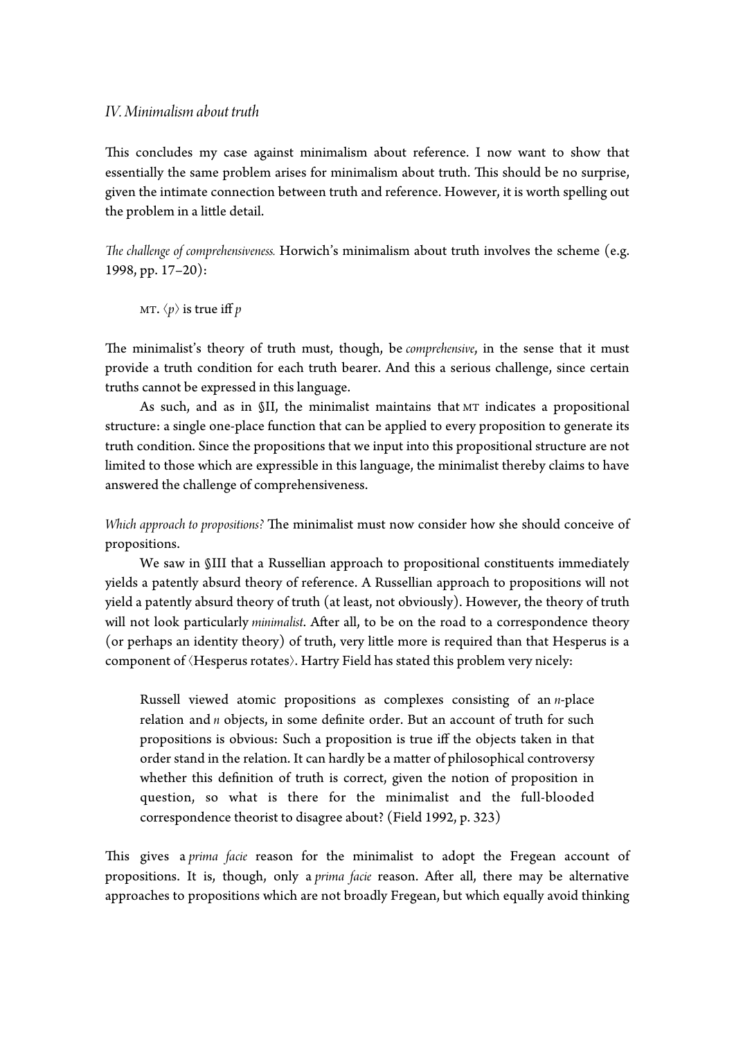## *IV. Minimalism about truth*

This concludes my case against minimalism about reference. I now want to show that essentially the same problem arises for minimalism about truth. This should be no surprise, given the intimate connection between truth and reference. However, it is worth spelling out the problem in a little detail.

*The challenge of comprehensiveness.* Horwich's minimalism about truth involves the scheme (e.g. 1998, pp. 17–20):

MT. $\langle p \rangle$ is true iff $p$

The minimalist's theory of truth must, though, be *comprehensive*, in the sense that it must provide a truth condition for each truth bearer. And this a serious challenge, since certain truths cannot be expressed in this language.

As such, and as in §II, the minimalist maintains that MT indicates a propositional structure: a single one-place function that can be applied to every proposition to generate its truth condition. Since the propositions that we input into this propositional structure are not limited to those which are expressible in this language, the minimalist thereby claims to have answered the challenge of comprehensiveness.

*Which approach to propositions?* The minimalist must now consider how she should conceive of propositions.

We saw in §III that a Russellian approach to propositional constituents immediately yields a patently absurd theory of reference. A Russellian approach to propositions will not yield a patently absurd theory of truth (at least, not obviously). However, the theory of truth will not look particularly *minimalist*. After all, to be on the road to a correspondence theory (or perhaps an identity theory) of truth, very little more is required than that Hesperus is a component of ⟨Hesperus rotates⟩. Hartry Field has stated this problem very nicely:

> Russell viewed atomic propositions as complexes consisting of an $n$-place relation and $n$ objects, in some definite order. But an account of truth for such propositions is obvious: Such a proposition is true iff the objects taken in that order stand in the relation. It can hardly be a matter of philosophical controversy whether this definition of truth is correct, given the notion of proposition in question, so what is there for the minimalist and the full-blooded correspondence theorist to disagree about? (Field 1992, p. 323)

This gives a *prima facie* reason for the minimalist to adopt the Fregean account of propositions. It is, though, only a *prima facie* reason. After all, there may be alternative approaches to propositions which are not broadly Fregean, but which equally avoid thinking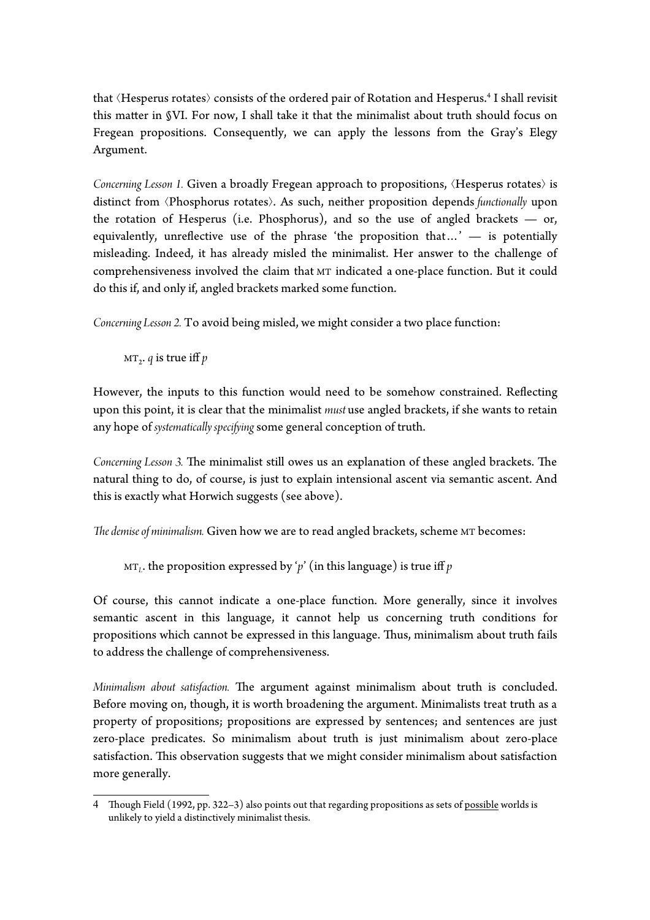that ⟨Hesperus rotates⟩ consists of the ordered pair of Rotation and Hesperus.[4] I shall revisit this matter in §VI. For now, I shall take it that the minimalist about truth should focus on Fregean propositions. Consequently, we can apply the lessons from the Gray's Elegy Argument.

*Concerning Lesson 1.* Given a broadly Fregean approach to propositions, ⟨Hesperus rotates⟩ is distinct from ⟨Phosphorus rotates⟩. As such, neither proposition depends *functionally* upon the rotation of Hesperus (i.e. Phosphorus), and so the use of angled brackets — or, equivalently, unreflective use of the phrase 'the proposition that…' — is potentially misleading. Indeed, it has already misled the minimalist. Her answer to the challenge of comprehensiveness involved the claim that MT indicated a one-place function. But it could do this if, and only if, angled brackets marked some function.

*Concerning Lesson 2.* To avoid being misled, we might consider a two place function:

> $\text{MT}_2$. $q$ is true iff $p$

However, the inputs to this function would need to be somehow constrained. Reflecting upon this point, it is clear that the minimalist *must* use angled brackets, if she wants to retain any hope of *systematically specifying* some general conception of truth.

*Concerning Lesson 3.* The minimalist still owes us an explanation of these angled brackets. The natural thing to do, of course, is just to explain intensional ascent via semantic ascent. And this is exactly what Horwich suggests (see above).

*The demise of minimalism.* Given how we are to read angled brackets, scheme MT becomes:

> $\text{MT}_L$. the proposition expressed by '$p$' (in this language) is true iff $p$

Of course, this cannot indicate a one-place function. More generally, since it involves semantic ascent in this language, it cannot help us concerning truth conditions for propositions which cannot be expressed in this language. Thus, minimalism about truth fails to address the challenge of comprehensiveness.

*Minimalism about satisfaction.* The argument against minimalism about truth is concluded. Before moving on, though, it is worth broadening the argument. Minimalists treat truth as a property of propositions; propositions are expressed by sentences; and sentences are just zero-place predicates. So minimalism about truth is just minimalism about zero-place satisfaction. This observation suggests that we might consider minimalism about satisfaction more generally.

---

4 Though Field (1992, pp. 322–3) also points out that regarding propositions as sets of possible worlds is unlikely to yield a distinctively minimalist thesis.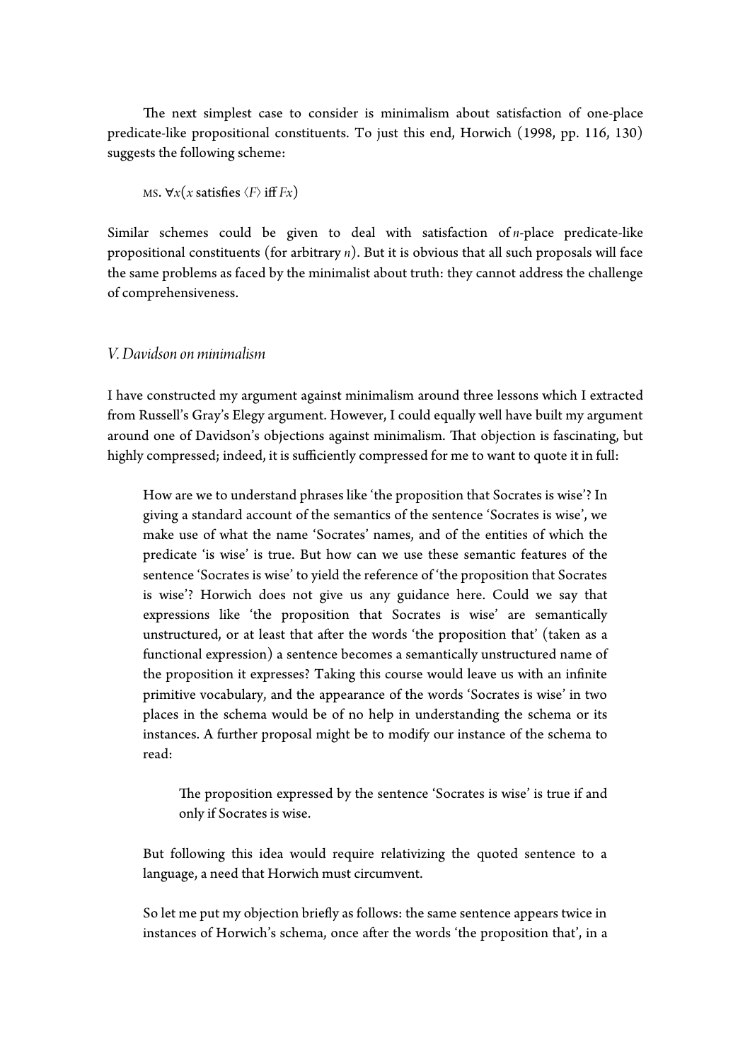The next simplest case to consider is minimalism about satisfaction of one-place predicate-like propositional constituents. To just this end, Horwich (1998, pp. 116, 130) suggests the following scheme:

> MS. $\forall x$($x$ satisfies $\langle F \rangle$ iff $Fx$)

Similar schemes could be given to deal with satisfaction of $n$-place predicate-like propositional constituents (for arbitrary $n$). But it is obvious that all such proposals will face the same problems as faced by the minimalist about truth: they cannot address the challenge of comprehensiveness.

### *V. Davidson on minimalism*

I have constructed my argument against minimalism around three lessons which I extracted from Russell's Gray's Elegy argument. However, I could equally well have built my argument around one of Davidson's objections against minimalism. That objection is fascinating, but highly compressed; indeed, it is sufficiently compressed for me to want to quote it in full:

> How are we to understand phrases like 'the proposition that Socrates is wise'? In giving a standard account of the semantics of the sentence 'Socrates is wise', we make use of what the name 'Socrates' names, and of the entities of which the predicate 'is wise' is true. But how can we use these semantic features of the sentence 'Socrates is wise' to yield the reference of 'the proposition that Socrates is wise'? Horwich does not give us any guidance here. Could we say that expressions like 'the proposition that Socrates is wise' are semantically unstructured, or at least that after the words 'the proposition that' (taken as a functional expression) a sentence becomes a semantically unstructured name of the proposition it expresses? Taking this course would leave us with an infinite primitive vocabulary, and the appearance of the words 'Socrates is wise' in two places in the schema would be of no help in understanding the schema or its instances. A further proposal might be to modify our instance of the schema to read:
>
> > The proposition expressed by the sentence 'Socrates is wise' is true if and only if Socrates is wise.
>
> But following this idea would require relativizing the quoted sentence to a language, a need that Horwich must circumvent.
>
> So let me put my objection briefly as follows: the same sentence appears twice in instances of Horwich's schema, once after the words 'the proposition that', in a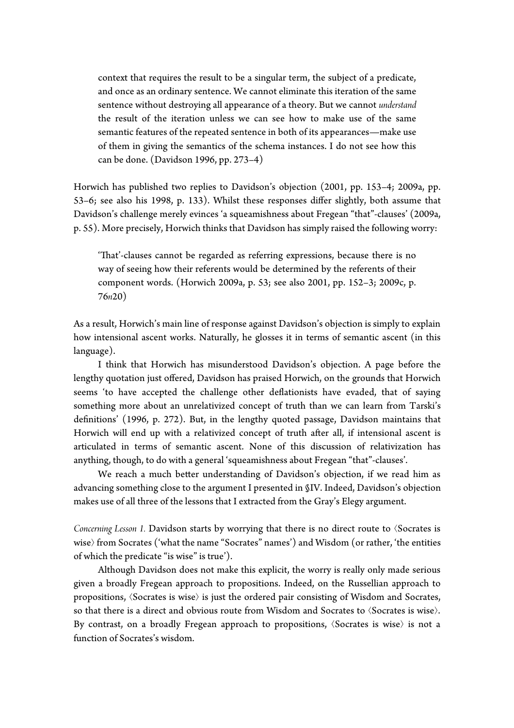> context that requires the result to be a singular term, the subject of a predicate, and once as an ordinary sentence. We cannot eliminate this iteration of the same sentence without destroying all appearance of a theory. But we cannot *understand* the result of the iteration unless we can see how to make use of the same semantic features of the repeated sentence in both of its appearances—make use of them in giving the semantics of the schema instances. I do not see how this can be done. (Davidson 1996, pp. 273–4)

Horwich has published two replies to Davidson's objection (2001, pp. 153–4; 2009a, pp. 53–6; see also his 1998, p. 133). Whilst these responses differ slightly, both assume that Davidson's challenge merely evinces 'a squeamishness about Fregean "that"-clauses' (2009a, p. 55). More precisely, Horwich thinks that Davidson has simply raised the following worry:

> 'That'-clauses cannot be regarded as referring expressions, because there is no way of seeing how their referents would be determined by the referents of their component words. (Horwich 2009a, p. 53; see also 2001, pp. 152–3; 2009c, p. 76*n*20)

As a result, Horwich's main line of response against Davidson's objection is simply to explain how intensional ascent works. Naturally, he glosses it in terms of semantic ascent (in this language).

I think that Horwich has misunderstood Davidson's objection. A page before the lengthy quotation just offered, Davidson has praised Horwich, on the grounds that Horwich seems 'to have accepted the challenge other deflationists have evaded, that of saying something more about an unrelativized concept of truth than we can learn from Tarski's definitions' (1996, p. 272). But, in the lengthy quoted passage, Davidson maintains that Horwich will end up with a relativized concept of truth after all, if intensional ascent is articulated in terms of semantic ascent. None of this discussion of relativization has anything, though, to do with a general 'squeamishness about Fregean "that"-clauses'.

We reach a much better understanding of Davidson's objection, if we read him as advancing something close to the argument I presented in §IV. Indeed, Davidson's objection makes use of all three of the lessons that I extracted from the Gray's Elegy argument.

*Concerning Lesson 1.* Davidson starts by worrying that there is no direct route to ⟨Socrates is wise⟩ from Socrates ('what the name "Socrates" names') and Wisdom (or rather, 'the entities of which the predicate "is wise" is true').

Although Davidson does not make this explicit, the worry is really only made serious given a broadly Fregean approach to propositions. Indeed, on the Russellian approach to propositions, ⟨Socrates is wise⟩ is just the ordered pair consisting of Wisdom and Socrates, so that there is a direct and obvious route from Wisdom and Socrates to ⟨Socrates is wise⟩. By contrast, on a broadly Fregean approach to propositions, ⟨Socrates is wise⟩ is not a function of Socrates's wisdom.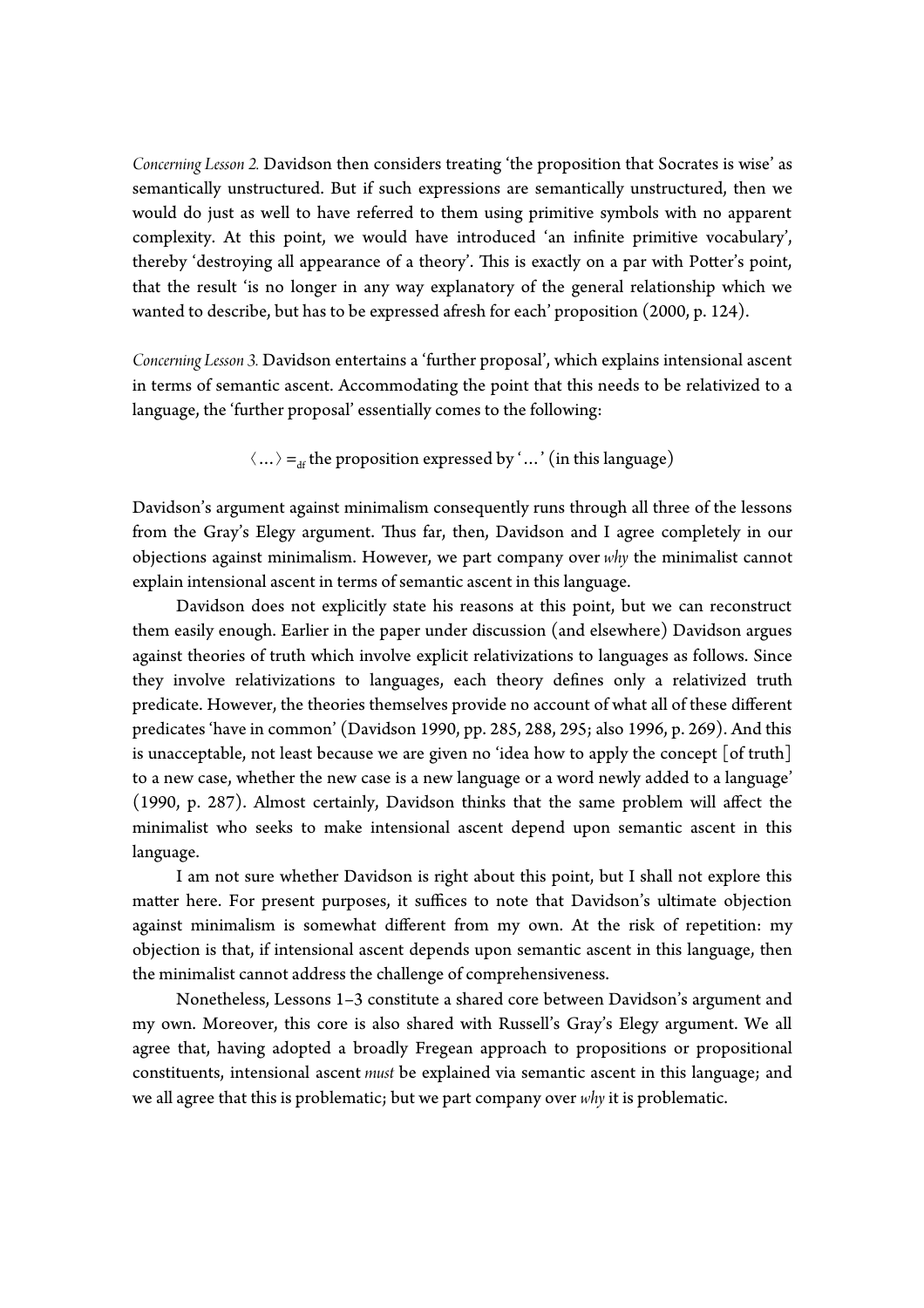*Concerning Lesson 2.* Davidson then considers treating 'the proposition that Socrates is wise' as semantically unstructured. But if such expressions are semantically unstructured, then we would do just as well to have referred to them using primitive symbols with no apparent complexity. At this point, we would have introduced 'an infinite primitive vocabulary', thereby 'destroying all appearance of a theory'. This is exactly on a par with Potter's point, that the result 'is no longer in any way explanatory of the general relationship which we wanted to describe, but has to be expressed afresh for each' proposition (2000, p. 124).

*Concerning Lesson 3.* Davidson entertains a 'further proposal', which explains intensional ascent in terms of semantic ascent. Accommodating the point that this needs to be relativized to a language, the 'further proposal' essentially comes to the following:

$$\langle \ldots \rangle =_{\text{df}} \text{the proposition expressed by '}\ldots\text{' (in this language)}$$

Davidson's argument against minimalism consequently runs through all three of the lessons from the Gray's Elegy argument. Thus far, then, Davidson and I agree completely in our objections against minimalism. However, we part company over *why* the minimalist cannot explain intensional ascent in terms of semantic ascent in this language.

Davidson does not explicitly state his reasons at this point, but we can reconstruct them easily enough. Earlier in the paper under discussion (and elsewhere) Davidson argues against theories of truth which involve explicit relativizations to languages as follows. Since they involve relativizations to languages, each theory defines only a relativized truth predicate. However, the theories themselves provide no account of what all of these different predicates 'have in common' (Davidson 1990, pp. 285, 288, 295; also 1996, p. 269). And this is unacceptable, not least because we are given no 'idea how to apply the concept [of truth] to a new case, whether the new case is a new language or a word newly added to a language' (1990, p. 287). Almost certainly, Davidson thinks that the same problem will affect the minimalist who seeks to make intensional ascent depend upon semantic ascent in this language.

I am not sure whether Davidson is right about this point, but I shall not explore this matter here. For present purposes, it suffices to note that Davidson's ultimate objection against minimalism is somewhat different from my own. At the risk of repetition: my objection is that, if intensional ascent depends upon semantic ascent in this language, then the minimalist cannot address the challenge of comprehensiveness.

Nonetheless, Lessons 1–3 constitute a shared core between Davidson's argument and my own. Moreover, this core is also shared with Russell's Gray's Elegy argument. We all agree that, having adopted a broadly Fregean approach to propositions or propositional constituents, intensional ascent *must* be explained via semantic ascent in this language; and we all agree that this is problematic; but we part company over *why* it is problematic.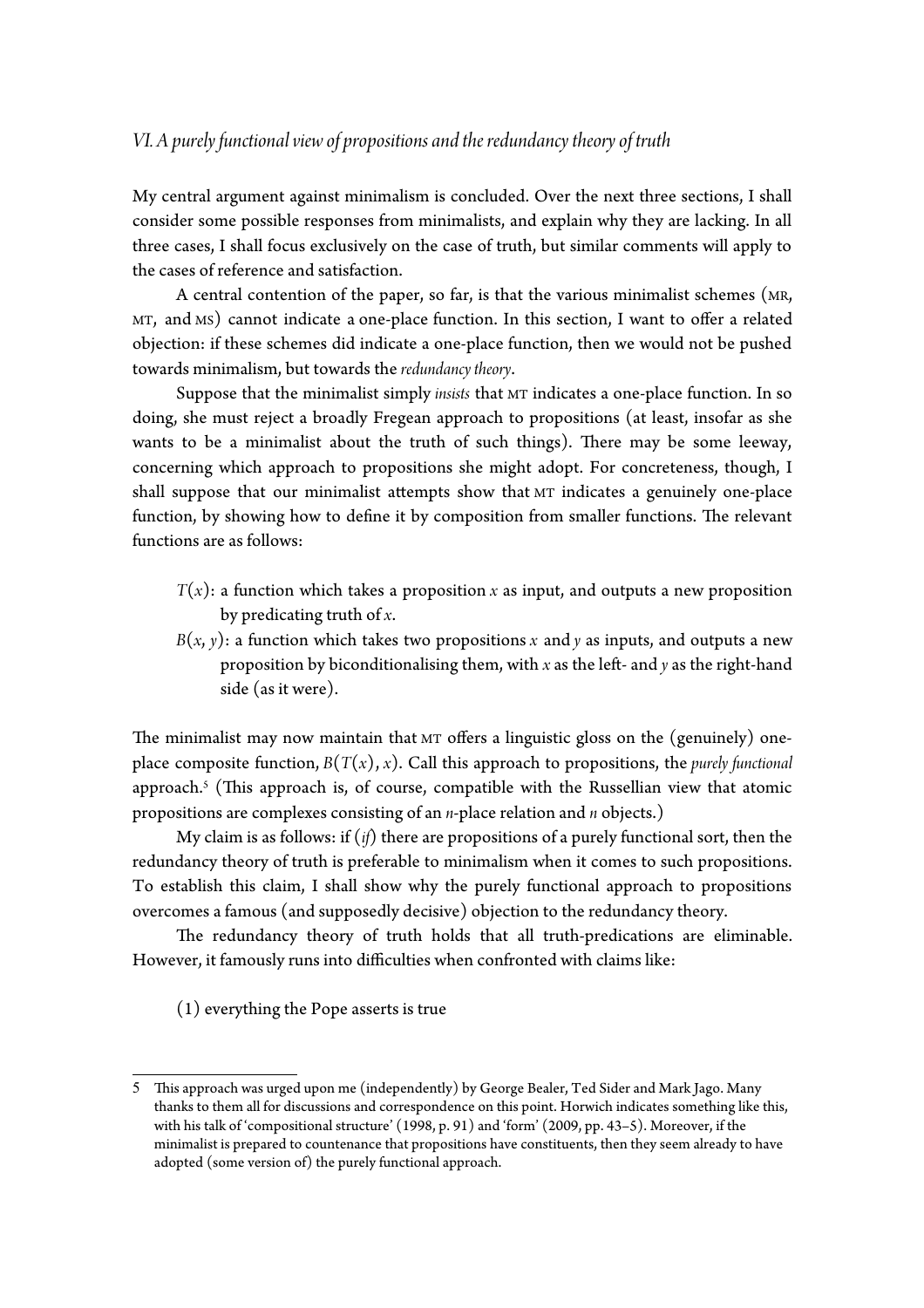### *VI. A purely functional view of propositions and the redundancy theory of truth*

My central argument against minimalism is concluded. Over the next three sections, I shall consider some possible responses from minimalists, and explain why they are lacking. In all three cases, I shall focus exclusively on the case of truth, but similar comments will apply to the cases of reference and satisfaction.

A central contention of the paper, so far, is that the various minimalist schemes (MR, MT, and MS) cannot indicate a one-place function. In this section, I want to offer a related objection: if these schemes did indicate a one-place function, then we would not be pushed towards minimalism, but towards the *redundancy theory*.

Suppose that the minimalist simply *insists* that MT indicates a one-place function. In so doing, she must reject a broadly Fregean approach to propositions (at least, insofar as she wants to be a minimalist about the truth of such things). There may be some leeway, concerning which approach to propositions she might adopt. For concreteness, though, I shall suppose that our minimalist attempts show that MT indicates a genuinely one-place function, by showing how to define it by composition from smaller functions. The relevant functions are as follows:

> $T(x)$: a function which takes a proposition $x$ as input, and outputs a new proposition by predicating truth of $x$.
>
> $B(x, y)$: a function which takes two propositions $x$ and $y$ as inputs, and outputs a new proposition by biconditionalising them, with $x$ as the left- and $y$ as the right-hand side (as it were).

The minimalist may now maintain that MT offers a linguistic gloss on the (genuinely) one-place composite function, $B(T(x), x)$. Call this approach to propositions, the *purely functional* approach.[5] (This approach is, of course, compatible with the Russellian view that atomic propositions are complexes consisting of an $n$-place relation and $n$ objects.)

My claim is as follows: if (*if*) there are propositions of a purely functional sort, then the redundancy theory of truth is preferable to minimalism when it comes to such propositions. To establish this claim, I shall show why the purely functional approach to propositions overcomes a famous (and supposedly decisive) objection to the redundancy theory.

The redundancy theory of truth holds that all truth-predications are eliminable. However, it famously runs into difficulties when confronted with claims like:

> (1) everything the Pope asserts is true

---

5 This approach was urged upon me (independently) by George Bealer, Ted Sider and Mark Jago. Many thanks to them all for discussions and correspondence on this point. Horwich indicates something like this, with his talk of 'compositional structure' (1998, p. 91) and 'form' (2009, pp. 43–5). Moreover, if the minimalist is prepared to countenance that propositions have constituents, then they seem already to have adopted (some version of) the purely functional approach.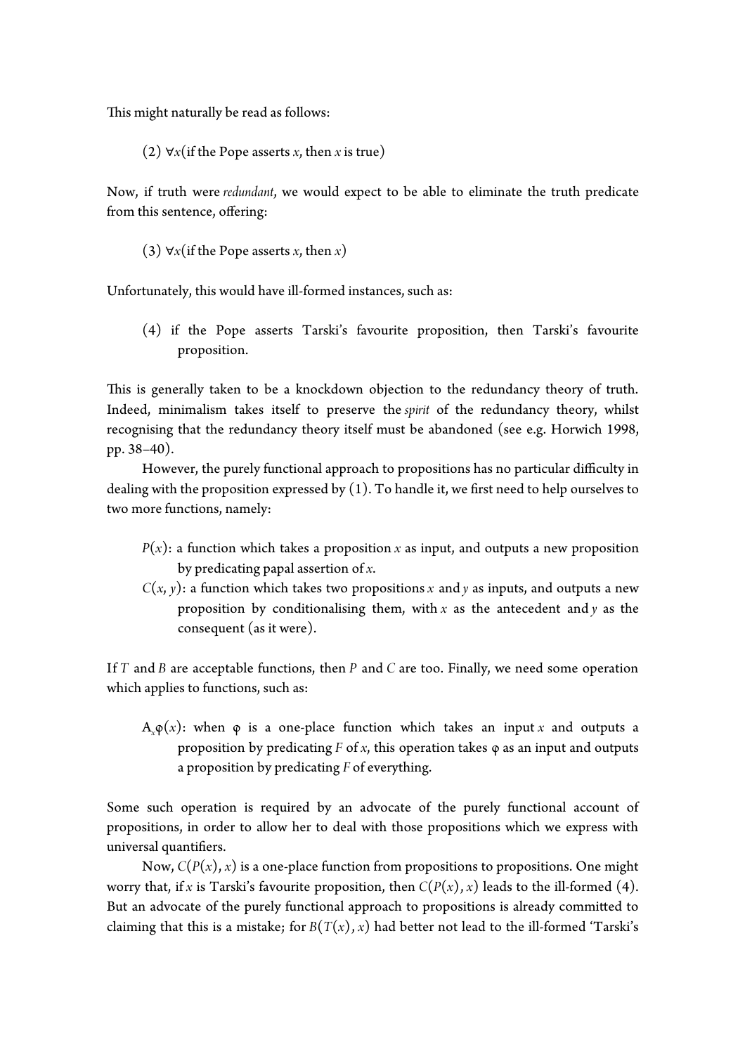This might naturally be read as follows:

(2) $\forall x$(if the Pope asserts $x$, then $x$ is true)

Now, if truth were *redundant*, we would expect to be able to eliminate the truth predicate from this sentence, offering:

(3) $\forall x$(if the Pope asserts $x$, then $x$)

Unfortunately, this would have ill-formed instances, such as:

(4) if the Pope asserts Tarski's favourite proposition, then Tarski's favourite proposition.

This is generally taken to be a knockdown objection to the redundancy theory of truth. Indeed, minimalism takes itself to preserve the *spirit* of the redundancy theory, whilst recognising that the redundancy theory itself must be abandoned (see e.g. Horwich 1998, pp. 38–40).

However, the purely functional approach to propositions has no particular difficulty in dealing with the proposition expressed by (1). To handle it, we first need to help ourselves to two more functions, namely:

$P(x)$: a function which takes a proposition $x$ as input, and outputs a new proposition by predicating papal assertion of $x$.

$C(x, y)$: a function which takes two propositions $x$ and $y$ as inputs, and outputs a new proposition by conditionalising them, with $x$ as the antecedent and $y$ as the consequent (as it were).

If $T$ and $B$ are acceptable functions, then $P$ and $C$ are too. Finally, we need some operation which applies to functions, such as:

$\mathrm{A}_x\varphi(x)$: when $\varphi$ is a one-place function which takes an input $x$ and outputs a proposition by predicating $F$ of $x$, this operation takes $\varphi$ as an input and outputs a proposition by predicating $F$ of everything.

Some such operation is required by an advocate of the purely functional account of propositions, in order to allow her to deal with those propositions which we express with universal quantifiers.

Now, $C(P(x), x)$ is a one-place function from propositions to propositions. One might worry that, if $x$ is Tarski's favourite proposition, then $C(P(x), x)$ leads to the ill-formed (4). But an advocate of the purely functional approach to propositions is already committed to claiming that this is a mistake; for $B(T(x), x)$ had better not lead to the ill-formed 'Tarski's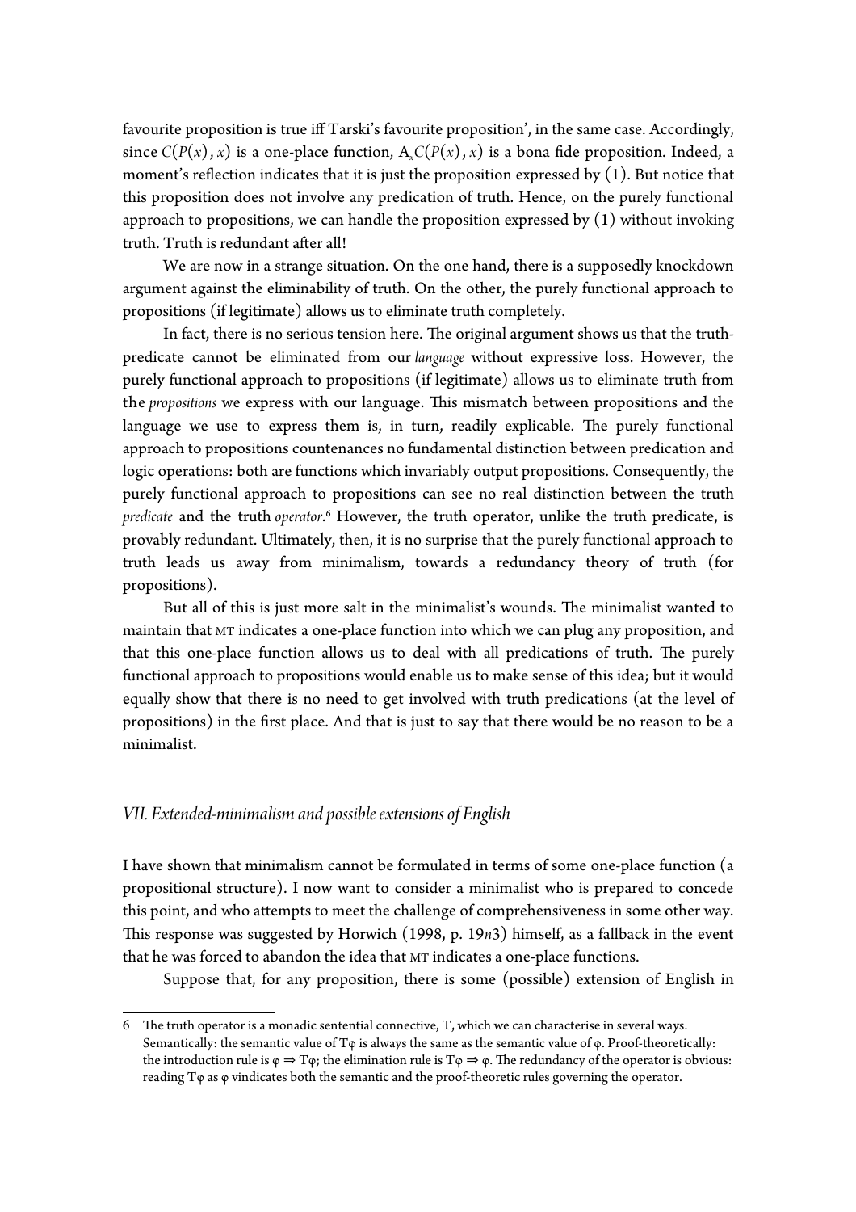favourite proposition is true iff Tarski's favourite proposition', in the same case. Accordingly, since $C(P(x), x)$ is a one-place function, $\mathrm{A}_x C(P(x), x)$ is a bona fide proposition. Indeed, a moment's reflection indicates that it is just the proposition expressed by (1). But notice that this proposition does not involve any predication of truth. Hence, on the purely functional approach to propositions, we can handle the proposition expressed by (1) without invoking truth. Truth is redundant after all!

We are now in a strange situation. On the one hand, there is a supposedly knockdown argument against the eliminability of truth. On the other, the purely functional approach to propositions (if legitimate) allows us to eliminate truth completely.

In fact, there is no serious tension here. The original argument shows us that the truth-predicate cannot be eliminated from our *language* without expressive loss. However, the purely functional approach to propositions (if legitimate) allows us to eliminate truth from the *propositions* we express with our language. This mismatch between propositions and the language we use to express them is, in turn, readily explicable. The purely functional approach to propositions countenances no fundamental distinction between predication and logic operations: both are functions which invariably output propositions. Consequently, the purely functional approach to propositions can see no real distinction between the truth *predicate* and the truth *operator*.[6] However, the truth operator, unlike the truth predicate, is provably redundant. Ultimately, then, it is no surprise that the purely functional approach to truth leads us away from minimalism, towards a redundancy theory of truth (for propositions).

But all of this is just more salt in the minimalist's wounds. The minimalist wanted to maintain that MT indicates a one-place function into which we can plug any proposition, and that this one-place function allows us to deal with all predications of truth. The purely functional approach to propositions would enable us to make sense of this idea; but it would equally show that there is no need to get involved with truth predications (at the level of propositions) in the first place. And that is just to say that there would be no reason to be a minimalist.

## VII. Extended-minimalism and possible extensions of English

I have shown that minimalism cannot be formulated in terms of some one-place function (a propositional structure). I now want to consider a minimalist who is prepared to concede this point, and who attempts to meet the challenge of comprehensiveness in some other way. This response was suggested by Horwich (1998, p. 19*n*3) himself, as a fallback in the event that he was forced to abandon the idea that MT indicates a one-place functions.

Suppose that, for any proposition, there is some (possible) extension of English in

---

6 The truth operator is a monadic sentential connective, T, which we can characterise in several ways. Semantically: the semantic value of $\mathrm{T}\varphi$ is always the same as the semantic value of $\varphi$. Proof-theoretically: the introduction rule is $\varphi \Rightarrow \mathrm{T}\varphi$; the elimination rule is $\mathrm{T}\varphi \Rightarrow \varphi$. The redundancy of the operator is obvious: reading $\mathrm{T}\varphi$ as $\varphi$ vindicates both the semantic and the proof-theoretic rules governing the operator.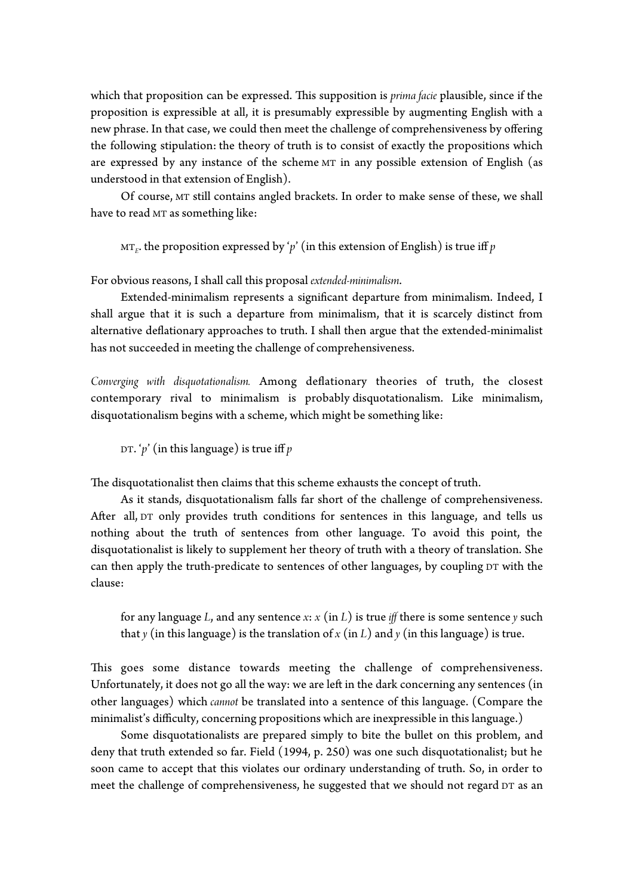which that proposition can be expressed. This supposition is *prima facie* plausible, since if the proposition is expressible at all, it is presumably expressible by augmenting English with a new phrase. In that case, we could then meet the challenge of comprehensiveness by offering the following stipulation: the theory of truth is to consist of exactly the propositions which are expressed by any instance of the scheme MT in any possible extension of English (as understood in that extension of English).

Of course, MT still contains angled brackets. In order to make sense of these, we shall have to read MT as something like:

> MT$_E$. the proposition expressed by '*p*' (in this extension of English) is true iff *p*

For obvious reasons, I shall call this proposal *extended-minimalism*.

Extended-minimalism represents a significant departure from minimalism. Indeed, I shall argue that it is such a departure from minimalism, that it is scarcely distinct from alternative deflationary approaches to truth. I shall then argue that the extended-minimalist has not succeeded in meeting the challenge of comprehensiveness.

*Converging with disquotationalism.* Among deflationary theories of truth, the closest contemporary rival to minimalism is probably disquotationalism. Like minimalism, disquotationalism begins with a scheme, which might be something like:

> DT. '*p*' (in this language) is true iff *p*

The disquotationalist then claims that this scheme exhausts the concept of truth.

As it stands, disquotationalism falls far short of the challenge of comprehensiveness. After all, DT only provides truth conditions for sentences in this language, and tells us nothing about the truth of sentences from other language. To avoid this point, the disquotationalist is likely to supplement her theory of truth with a theory of translation. She can then apply the truth-predicate to sentences of other languages, by coupling DT with the clause:

> for any language *L*, and any sentence *x*: *x* (in *L*) is true *iff* there is some sentence *y* such that *y* (in this language) is the translation of *x* (in *L*) and *y* (in this language) is true.

This goes some distance towards meeting the challenge of comprehensiveness. Unfortunately, it does not go all the way: we are left in the dark concerning any sentences (in other languages) which *cannot* be translated into a sentence of this language. (Compare the minimalist's difficulty, concerning propositions which are inexpressible in this language.)

Some disquotationalists are prepared simply to bite the bullet on this problem, and deny that truth extended so far. Field (1994, p. 250) was one such disquotationalist; but he soon came to accept that this violates our ordinary understanding of truth. So, in order to meet the challenge of comprehensiveness, he suggested that we should not regard DT as an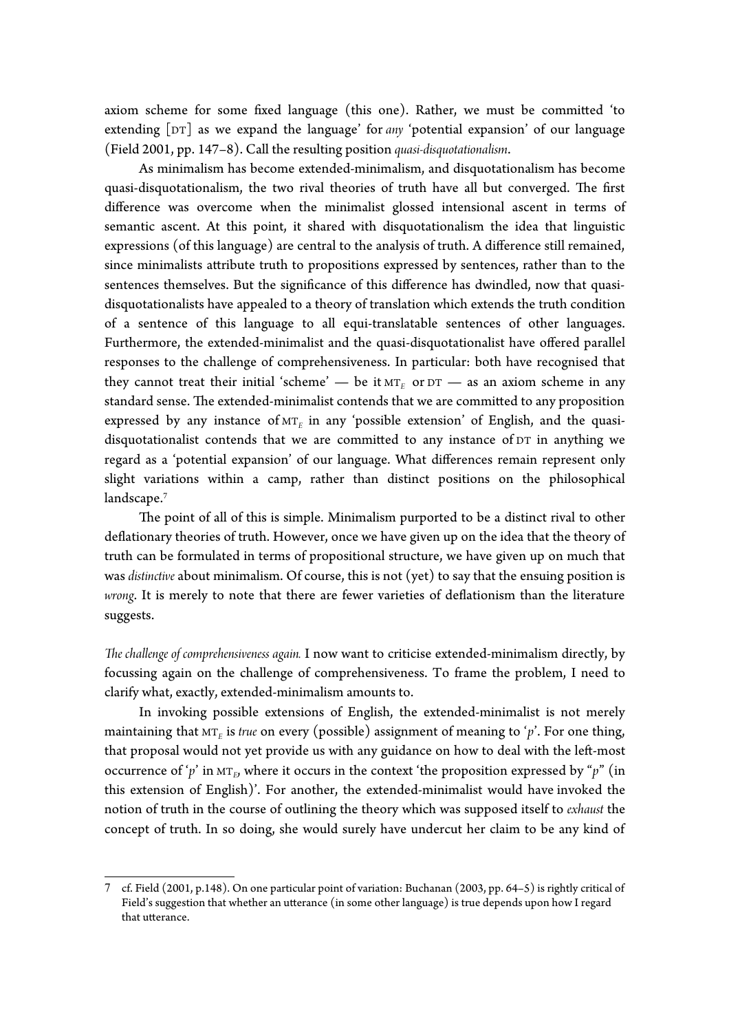axiom scheme for some fixed language (this one). Rather, we must be committed 'to extending [DT] as we expand the language' for *any* 'potential expansion' of our language (Field 2001, pp. 147–8). Call the resulting position *quasi-disquotationalism*.

As minimalism has become extended-minimalism, and disquotationalism has become quasi-disquotationalism, the two rival theories of truth have all but converged. The first difference was overcome when the minimalist glossed intensional ascent in terms of semantic ascent. At this point, it shared with disquotationalism the idea that linguistic expressions (of this language) are central to the analysis of truth. A difference still remained, since minimalists attribute truth to propositions expressed by sentences, rather than to the sentences themselves. But the significance of this difference has dwindled, now that quasi-disquotationalists have appealed to a theory of translation which extends the truth condition of a sentence of this language to all equi-translatable sentences of other languages. Furthermore, the extended-minimalist and the quasi-disquotationalist have offered parallel responses to the challenge of comprehensiveness. In particular: both have recognised that they cannot treat their initial 'scheme' — be it $\text{MT}_E$ or DT — as an axiom scheme in any standard sense. The extended-minimalist contends that we are committed to any proposition expressed by any instance of $\text{MT}_E$ in any 'possible extension' of English, and the quasi-disquotationalist contends that we are committed to any instance of DT in anything we regard as a 'potential expansion' of our language. What differences remain represent only slight variations within a camp, rather than distinct positions on the philosophical landscape.[7]

The point of all of this is simple. Minimalism purported to be a distinct rival to other deflationary theories of truth. However, once we have given up on the idea that the theory of truth can be formulated in terms of propositional structure, we have given up on much that was *distinctive* about minimalism. Of course, this is not (yet) to say that the ensuing position is *wrong*. It is merely to note that there are fewer varieties of deflationism than the literature suggests.

*The challenge of comprehensiveness again.* I now want to criticise extended-minimalism directly, by focussing again on the challenge of comprehensiveness. To frame the problem, I need to clarify what, exactly, extended-minimalism amounts to.

In invoking possible extensions of English, the extended-minimalist is not merely maintaining that $\text{MT}_E$ is *true* on every (possible) assignment of meaning to '$p$'. For one thing, that proposal would not yet provide us with any guidance on how to deal with the left-most occurrence of '$p$' in $\text{MT}_E$, where it occurs in the context 'the proposition expressed by "$p$" (in this extension of English)'. For another, the extended-minimalist would have invoked the notion of truth in the course of outlining the theory which was supposed itself to *exhaust* the concept of truth. In so doing, she would surely have undercut her claim to be any kind of

7 cf. Field (2001, p.148). On one particular point of variation: Buchanan (2003, pp. 64–5) is rightly critical of Field's suggestion that whether an utterance (in some other language) is true depends upon how I regard that utterance.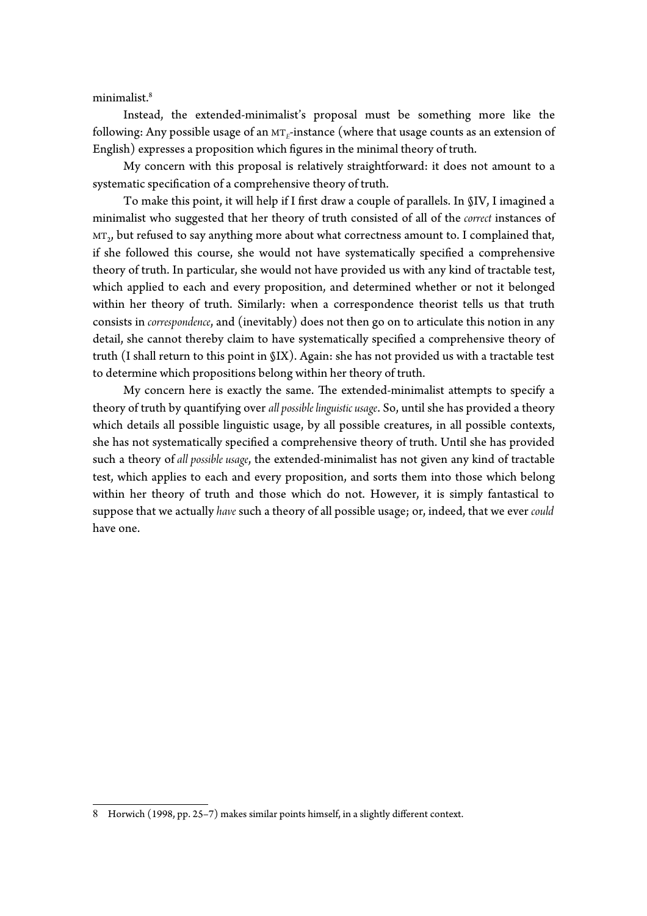minimalist.[8]

Instead, the extended-minimalist's proposal must be something more like the following: Any possible usage of an $\text{MT}_E$-instance (where that usage counts as an extension of English) expresses a proposition which figures in the minimal theory of truth.

My concern with this proposal is relatively straightforward: it does not amount to a systematic specification of a comprehensive theory of truth.

To make this point, it will help if I first draw a couple of parallels. In §IV, I imagined a minimalist who suggested that her theory of truth consisted of all of the *correct* instances of $\text{MT}_2$, but refused to say anything more about what correctness amount to. I complained that, if she followed this course, she would not have systematically specified a comprehensive theory of truth. In particular, she would not have provided us with any kind of tractable test, which applied to each and every proposition, and determined whether or not it belonged within her theory of truth. Similarly: when a correspondence theorist tells us that truth consists in *correspondence*, and (inevitably) does not then go on to articulate this notion in any detail, she cannot thereby claim to have systematically specified a comprehensive theory of truth (I shall return to this point in §IX). Again: she has not provided us with a tractable test to determine which propositions belong within her theory of truth.

My concern here is exactly the same. The extended-minimalist attempts to specify a theory of truth by quantifying over *all possible linguistic usage*. So, until she has provided a theory which details all possible linguistic usage, by all possible creatures, in all possible contexts, she has not systematically specified a comprehensive theory of truth. Until she has provided such a theory of *all possible usage*, the extended-minimalist has not given any kind of tractable test, which applies to each and every proposition, and sorts them into those which belong within her theory of truth and those which do not. However, it is simply fantastical to suppose that we actually *have* such a theory of all possible usage; or, indeed, that we ever *could* have one.

---

8 Horwich (1998, pp. 25–7) makes similar points himself, in a slightly different context.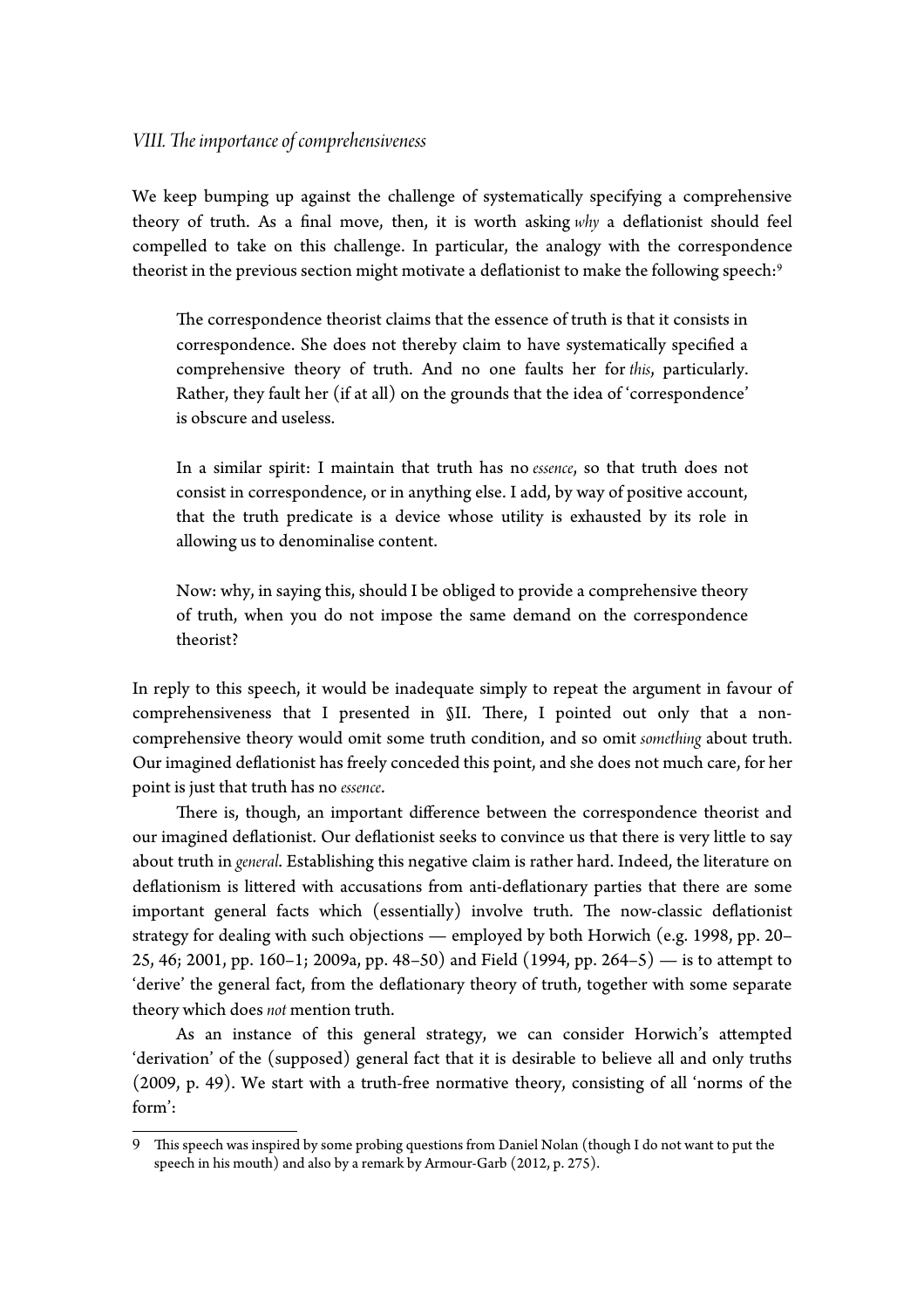### *VIII. The importance of comprehensiveness*

We keep bumping up against the challenge of systematically specifying a comprehensive theory of truth. As a final move, then, it is worth asking *why* a deflationist should feel compelled to take on this challenge. In particular, the analogy with the correspondence theorist in the previous section might motivate a deflationist to make the following speech:[9]

> The correspondence theorist claims that the essence of truth is that it consists in correspondence. She does not thereby claim to have systematically specified a comprehensive theory of truth. And no one faults her for *this*, particularly. Rather, they fault her (if at all) on the grounds that the idea of 'correspondence' is obscure and useless.
>
> In a similar spirit: I maintain that truth has no *essence*, so that truth does not consist in correspondence, or in anything else. I add, by way of positive account, that the truth predicate is a device whose utility is exhausted by its role in allowing us to denominalise content.
>
> Now: why, in saying this, should I be obliged to provide a comprehensive theory of truth, when you do not impose the same demand on the correspondence theorist?

In reply to this speech, it would be inadequate simply to repeat the argument in favour of comprehensiveness that I presented in §II. There, I pointed out only that a non-comprehensive theory would omit some truth condition, and so omit *something* about truth. Our imagined deflationist has freely conceded this point, and she does not much care, for her point is just that truth has no *essence*.

There is, though, an important difference between the correspondence theorist and our imagined deflationist. Our deflationist seeks to convince us that there is very little to say about truth in *general*. Establishing this negative claim is rather hard. Indeed, the literature on deflationism is littered with accusations from anti-deflationary parties that there are some important general facts which (essentially) involve truth. The now-classic deflationist strategy for dealing with such objections — employed by both Horwich (e.g. 1998, pp. 20–25, 46; 2001, pp. 160–1; 2009a, pp. 48–50) and Field (1994, pp. 264–5) — is to attempt to 'derive' the general fact, from the deflationary theory of truth, together with some separate theory which does *not* mention truth.

As an instance of this general strategy, we can consider Horwich's attempted 'derivation' of the (supposed) general fact that it is desirable to believe all and only truths (2009, p. 49). We start with a truth-free normative theory, consisting of all 'norms of the form':

---

9 This speech was inspired by some probing questions from Daniel Nolan (though I do not want to put the speech in his mouth) and also by a remark by Armour-Garb (2012, p. 275).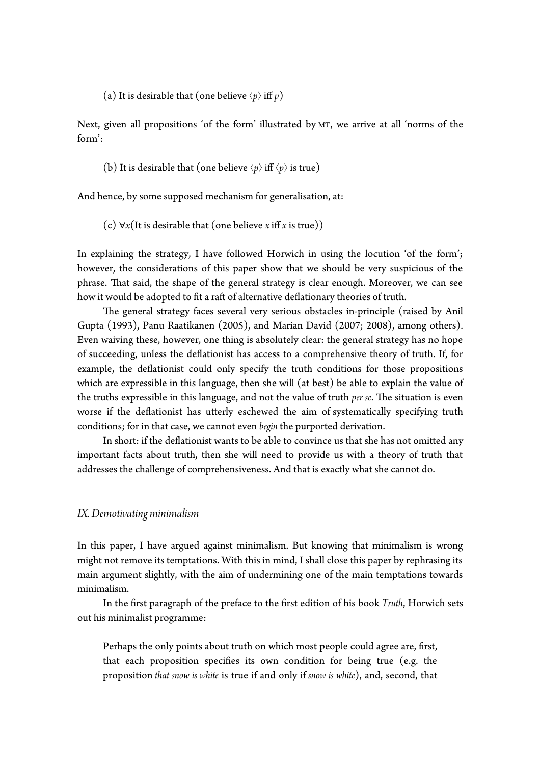(a) It is desirable that (one believe $\langle p \rangle$ iff $p$)

Next, given all propositions 'of the form' illustrated by MT, we arrive at all 'norms of the form':

(b) It is desirable that (one believe $\langle p \rangle$ iff $\langle p \rangle$ is true)

And hence, by some supposed mechanism for generalisation, at:

(c) $\forall x$(It is desirable that (one believe $x$ iff $x$ is true))

In explaining the strategy, I have followed Horwich in using the locution 'of the form'; however, the considerations of this paper show that we should be very suspicious of the phrase. That said, the shape of the general strategy is clear enough. Moreover, we can see how it would be adopted to fit a raft of alternative deflationary theories of truth.

The general strategy faces several very serious obstacles in-principle (raised by Anil Gupta (1993), Panu Raatikanen (2005), and Marian David (2007; 2008), among others). Even waiving these, however, one thing is absolutely clear: the general strategy has no hope of succeeding, unless the deflationist has access to a comprehensive theory of truth. If, for example, the deflationist could only specify the truth conditions for those propositions which are expressible in this language, then she will (at best) be able to explain the value of the truths expressible in this language, and not the value of truth *per se*. The situation is even worse if the deflationist has utterly eschewed the aim of systematically specifying truth conditions; for in that case, we cannot even *begin* the purported derivation.

In short: if the deflationist wants to be able to convince us that she has not omitted any important facts about truth, then she will need to provide us with a theory of truth that addresses the challenge of comprehensiveness. And that is exactly what she cannot do.

## *IX. Demotivating minimalism*

In this paper, I have argued against minimalism. But knowing that minimalism is wrong might not remove its temptations. With this in mind, I shall close this paper by rephrasing its main argument slightly, with the aim of undermining one of the main temptations towards minimalism.

In the first paragraph of the preface to the first edition of his book *Truth*, Horwich sets out his minimalist programme:

> Perhaps the only points about truth on which most people could agree are, first, that each proposition specifies its own condition for being true (e.g. the proposition *that snow is white* is true if and only if *snow is white*), and, second, that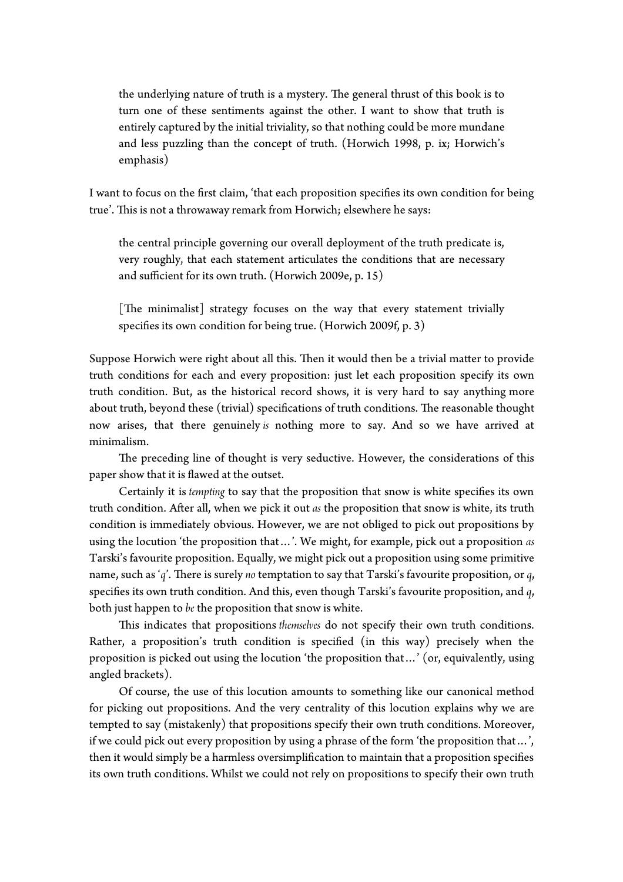> the underlying nature of truth is a mystery. The general thrust of this book is to turn one of these sentiments against the other. I want to show that truth is entirely captured by the initial triviality, so that nothing could be more mundane and less puzzling than the concept of truth. (Horwich 1998, p. ix; Horwich's emphasis)

I want to focus on the first claim, 'that each proposition specifies its own condition for being true'. This is not a throwaway remark from Horwich; elsewhere he says:

> the central principle governing our overall deployment of the truth predicate is, very roughly, that each statement articulates the conditions that are necessary and sufficient for its own truth. (Horwich 2009e, p. 15)

> [The minimalist] strategy focuses on the way that every statement trivially specifies its own condition for being true. (Horwich 2009f, p. 3)

Suppose Horwich were right about all this. Then it would then be a trivial matter to provide truth conditions for each and every proposition: just let each proposition specify its own truth condition. But, as the historical record shows, it is very hard to say anything more about truth, beyond these (trivial) specifications of truth conditions. The reasonable thought now arises, that there genuinely *is* nothing more to say. And so we have arrived at minimalism.

The preceding line of thought is very seductive. However, the considerations of this paper show that it is flawed at the outset.

Certainly it is *tempting* to say that the proposition that snow is white specifies its own truth condition. After all, when we pick it out *as* the proposition that snow is white, its truth condition is immediately obvious. However, we are not obliged to pick out propositions by using the locution 'the proposition that…'. We might, for example, pick out a proposition *as* Tarski's favourite proposition. Equally, we might pick out a proposition using some primitive name, such as '*q*'. There is surely *no* temptation to say that Tarski's favourite proposition, or *q*, specifies its own truth condition. And this, even though Tarski's favourite proposition, and *q*, both just happen to *be* the proposition that snow is white.

This indicates that propositions *themselves* do not specify their own truth conditions. Rather, a proposition's truth condition is specified (in this way) precisely when the proposition is picked out using the locution 'the proposition that…' (or, equivalently, using angled brackets).

Of course, the use of this locution amounts to something like our canonical method for picking out propositions. And the very centrality of this locution explains why we are tempted to say (mistakenly) that propositions specify their own truth conditions. Moreover, if we could pick out every proposition by using a phrase of the form 'the proposition that…', then it would simply be a harmless oversimplification to maintain that a proposition specifies its own truth conditions. Whilst we could not rely on propositions to specify their own truth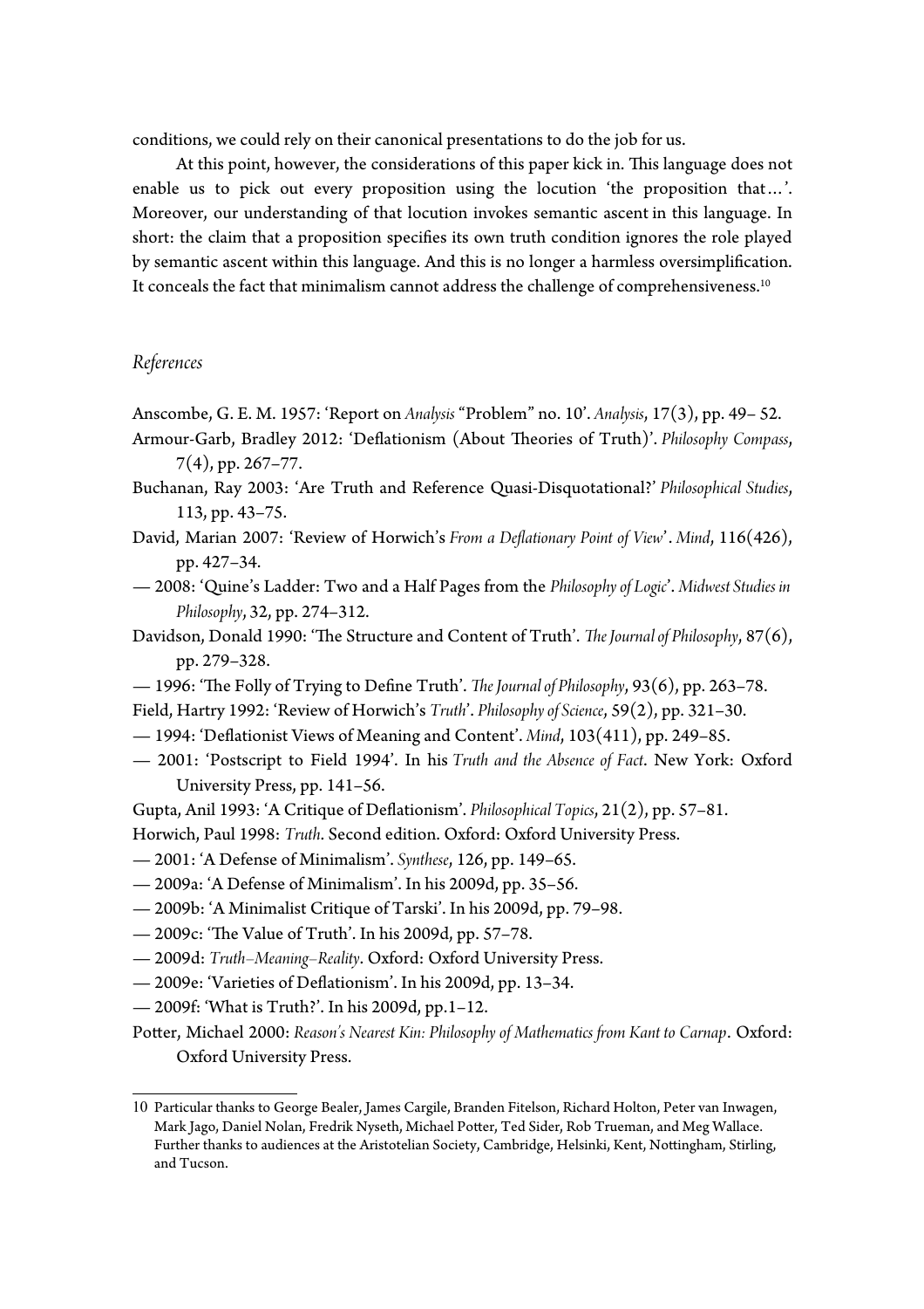conditions, we could rely on their canonical presentations to do the job for us.

At this point, however, the considerations of this paper kick in. This language does not enable us to pick out every proposition using the locution 'the proposition that…'. Moreover, our understanding of that locution invokes semantic ascent in this language. In short: the claim that a proposition specifies its own truth condition ignores the role played by semantic ascent within this language. And this is no longer a harmless oversimplification. It conceals the fact that minimalism cannot address the challenge of comprehensiveness.[10]

## *References*

Anscombe, G. E. M. 1957: 'Report on *Analysis* "Problem" no. 10'. *Analysis*, 17(3), pp. 49– 52.

Armour-Garb, Bradley 2012: 'Deflationism (About Theories of Truth)'. *Philosophy Compass*, 7(4), pp. 267–77.

Buchanan, Ray 2003: 'Are Truth and Reference Quasi-Disquotational?' *Philosophical Studies*, 113, pp. 43–75.

David, Marian 2007: 'Review of Horwich's *From a Deflationary Point of View*'. *Mind*, 116(426), pp. 427–34.

— 2008: 'Quine's Ladder: Two and a Half Pages from the *Philosophy of Logic*'. *Midwest Studies in Philosophy*, 32, pp. 274–312.

Davidson, Donald 1990: 'The Structure and Content of Truth'. *The Journal of Philosophy*, 87(6), pp. 279–328.

— 1996: 'The Folly of Trying to Define Truth'. *The Journal of Philosophy*, 93(6), pp. 263–78.

Field, Hartry 1992: 'Review of Horwich's *Truth*'. *Philosophy of Science*, 59(2), pp. 321–30.

— 1994: 'Deflationist Views of Meaning and Content'. *Mind*, 103(411), pp. 249–85.

— 2001: 'Postscript to Field 1994'. In his *Truth and the Absence of Fact*. New York: Oxford University Press, pp. 141–56.

Gupta, Anil 1993: 'A Critique of Deflationism'. *Philosophical Topics*, 21(2), pp. 57–81.

Horwich, Paul 1998: *Truth*. Second edition. Oxford: Oxford University Press.

— 2001: 'A Defense of Minimalism'. *Synthese*, 126, pp. 149–65.

— 2009a: 'A Defense of Minimalism'. In his 2009d, pp. 35–56.

— 2009b: 'A Minimalist Critique of Tarski'. In his 2009d, pp. 79–98.

— 2009c: 'The Value of Truth'. In his 2009d, pp. 57–78.

— 2009d: *Truth–Meaning–Reality*. Oxford: Oxford University Press.

— 2009e: 'Varieties of Deflationism'. In his 2009d, pp. 13–34.

— 2009f: 'What is Truth?'. In his 2009d, pp.1–12.

Potter, Michael 2000: *Reason's Nearest Kin: Philosophy of Mathematics from Kant to Carnap*. Oxford: Oxford University Press.

---

10 Particular thanks to George Bealer, James Cargile, Branden Fitelson, Richard Holton, Peter van Inwagen, Mark Jago, Daniel Nolan, Fredrik Nyseth, Michael Potter, Ted Sider, Rob Trueman, and Meg Wallace. Further thanks to audiences at the Aristotelian Society, Cambridge, Helsinki, Kent, Nottingham, Stirling, and Tucson.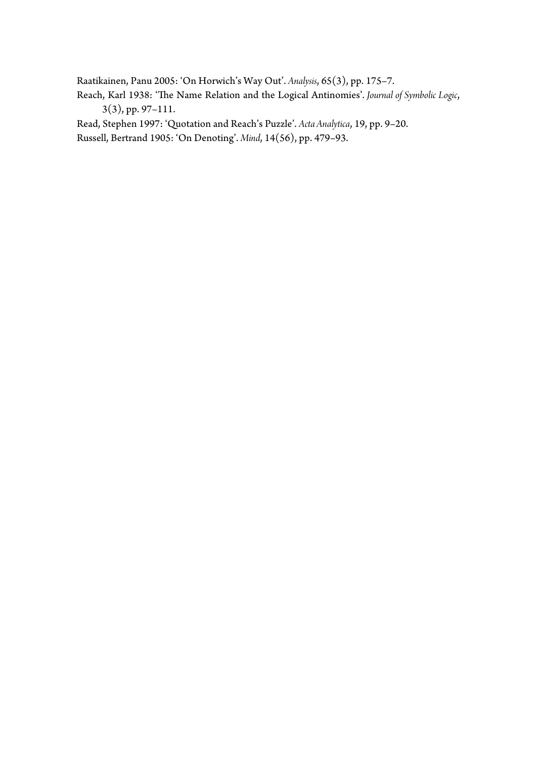Raatikainen, Panu 2005: 'On Horwich's Way Out'. *Analysis*, 65(3), pp. 175–7.

Reach, Karl 1938: 'The Name Relation and the Logical Antinomies'. *Journal of Symbolic Logic*, 3(3), pp. 97–111.

Read, Stephen 1997: 'Quotation and Reach's Puzzle'. *Acta Analytica*, 19, pp. 9–20.

Russell, Bertrand 1905: 'On Denoting'. *Mind*, 14(56), pp. 479–93.